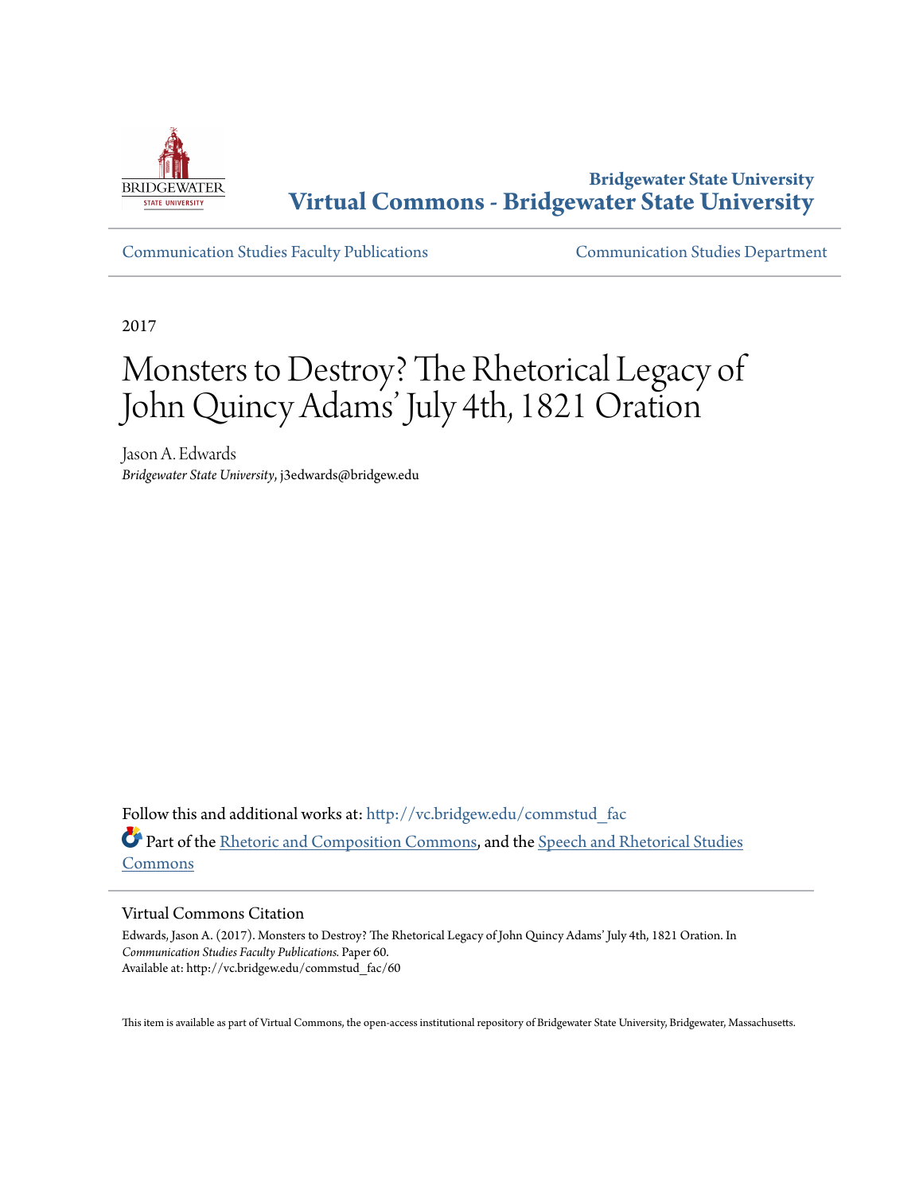Bridgewater State University
**Virtual Commons - Bridgewater State University**

Communication Studies Faculty Publications | Communication Studies Department

2017

# Monsters to Destroy? The Rhetorical Legacy of John Quincy Adams' July 4th, 1821 Oration

Jason A. Edwards
*Bridgewater State University*, j3edwards@bridgew.edu

Follow this and additional works at: http://vc.bridgew.edu/commstud_fac

Part of the Rhetoric and Composition Commons, and the Speech and Rhetorical Studies Commons

## Virtual Commons Citation

Edwards, Jason A. (2017). Monsters to Destroy? The Rhetorical Legacy of John Quincy Adams' July 4th, 1821 Oration. In *Communication Studies Faculty Publications*. Paper 60.
Available at: http://vc.bridgew.edu/commstud_fac/60

This item is available as part of Virtual Commons, the open-access institutional repository of Bridgewater State University, Bridgewater, Massachusetts.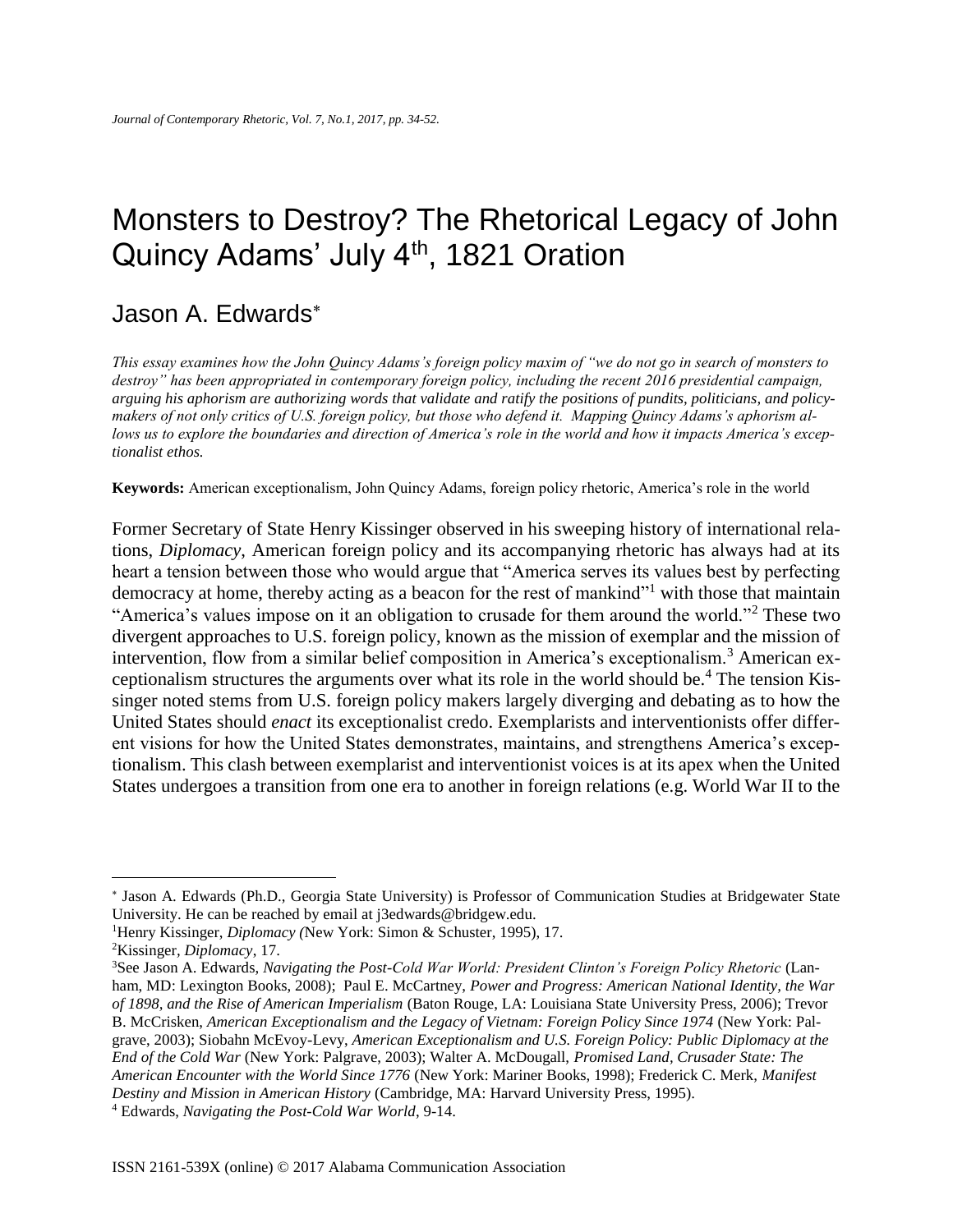# Monsters to Destroy? The Rhetorical Legacy of John Quincy Adams' July 4th, 1821 Oration

## Jason A. Edwards*

*This essay examines how the John Quincy Adams's foreign policy maxim of "we do not go in search of monsters to destroy" has been appropriated in contemporary foreign policy, including the recent 2016 presidential campaign, arguing his aphorism are authorizing words that validate and ratify the positions of pundits, politicians, and policy-makers of not only critics of U.S. foreign policy, but those who defend it. Mapping Quincy Adams's aphorism allows us to explore the boundaries and direction of America's role in the world and how it impacts America's exceptionalist ethos.*

**Keywords:** American exceptionalism, John Quincy Adams, foreign policy rhetoric, America's role in the world

Former Secretary of State Henry Kissinger observed in his sweeping history of international relations, *Diplomacy*, American foreign policy and its accompanying rhetoric has always had at its heart a tension between those who would argue that "America serves its values best by perfecting democracy at home, thereby acting as a beacon for the rest of mankind"[1] with those that maintain "America's values impose on it an obligation to crusade for them around the world."[2] These two divergent approaches to U.S. foreign policy, known as the mission of exemplar and the mission of intervention, flow from a similar belief composition in America's exceptionalism.[3] American exceptionalism structures the arguments over what its role in the world should be.[4] The tension Kissinger noted stems from U.S. foreign policy makers largely diverging and debating as to how the United States should *enact* its exceptionalist credo. Exemplarists and interventionists offer different visions for how the United States demonstrates, maintains, and strengthens America's exceptionalism. This clash between exemplarist and interventionist voices is at its apex when the United States undergoes a transition from one era to another in foreign relations (e.g. World War II to the

---

* Jason A. Edwards (Ph.D., Georgia State University) is Professor of Communication Studies at Bridgewater State University. He can be reached by email at j3edwards@bridgew.edu.

[1] Henry Kissinger, *Diplomacy (*New York: Simon & Schuster, 1995), 17.

[2] Kissinger, *Diplomacy*, 17.

[3] See Jason A. Edwards, *Navigating the Post-Cold War World: President Clinton's Foreign Policy Rhetoric* (Lanham, MD: Lexington Books, 2008); Paul E. McCartney, *Power and Progress: American National Identity, the War of 1898, and the Rise of American Imperialism* (Baton Rouge, LA: Louisiana State University Press, 2006); Trevor B. McCrisken, *American Exceptionalism and the Legacy of Vietnam: Foreign Policy Since 1974* (New York: Palgrave, 2003); Siobahn McEvoy-Levy, *American Exceptionalism and U.S. Foreign Policy: Public Diplomacy at the End of the Cold War* (New York: Palgrave, 2003); Walter A. McDougall, *Promised Land, Crusader State: The American Encounter with the World Since 1776* (New York: Mariner Books, 1998); Frederick C. Merk, *Manifest Destiny and Mission in American History* (Cambridge, MA: Harvard University Press, 1995).

[4] Edwards, *Navigating the Post-Cold War World*, 9-14.

ISSN 2161-539X (online) © 2017 Alabama Communication Association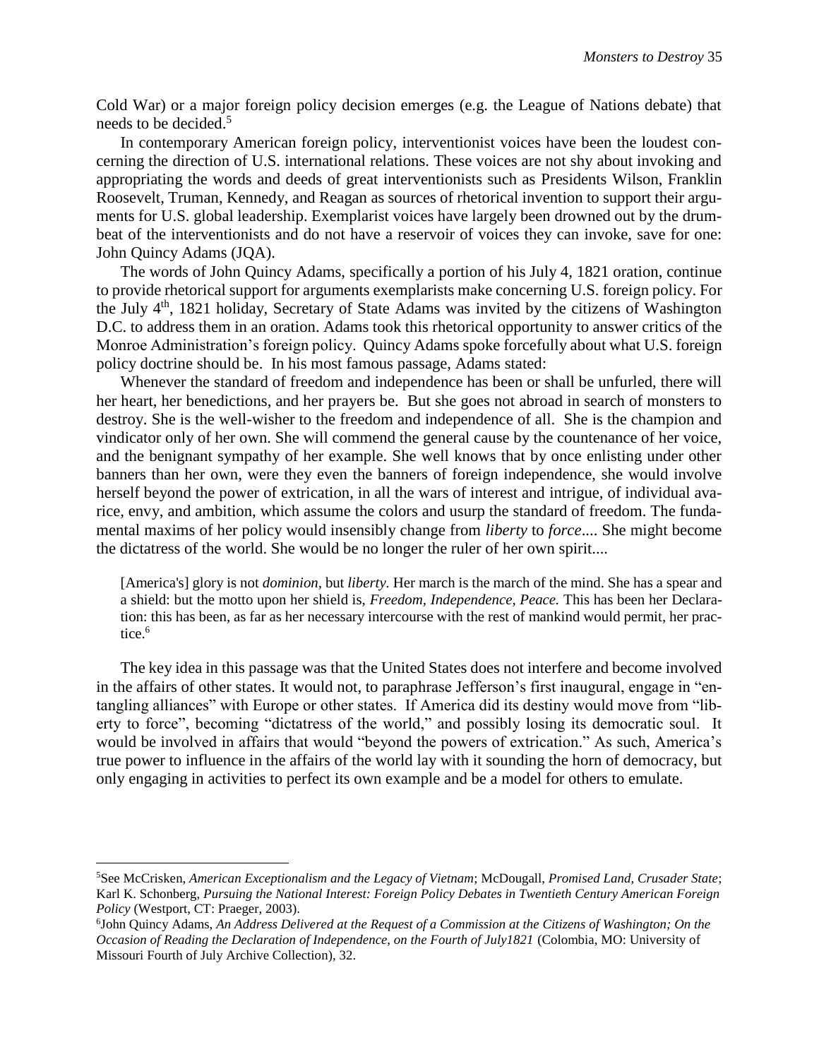Cold War) or a major foreign policy decision emerges (e.g. the League of Nations debate) that needs to be decided.[5]

In contemporary American foreign policy, interventionist voices have been the loudest concerning the direction of U.S. international relations. These voices are not shy about invoking and appropriating the words and deeds of great interventionists such as Presidents Wilson, Franklin Roosevelt, Truman, Kennedy, and Reagan as sources of rhetorical invention to support their arguments for U.S. global leadership. Exemplarist voices have largely been drowned out by the drumbeat of the interventionists and do not have a reservoir of voices they can invoke, save for one: John Quincy Adams (JQA).

The words of John Quincy Adams, specifically a portion of his July 4, 1821 oration, continue to provide rhetorical support for arguments exemplarists make concerning U.S. foreign policy. For the July 4th, 1821 holiday, Secretary of State Adams was invited by the citizens of Washington D.C. to address them in an oration. Adams took this rhetorical opportunity to answer critics of the Monroe Administration's foreign policy. Quincy Adams spoke forcefully about what U.S. foreign policy doctrine should be. In his most famous passage, Adams stated:

Whenever the standard of freedom and independence has been or shall be unfurled, there will her heart, her benedictions, and her prayers be. But she goes not abroad in search of monsters to destroy. She is the well-wisher to the freedom and independence of all. She is the champion and vindicator only of her own. She will commend the general cause by the countenance of her voice, and the benignant sympathy of her example. She well knows that by once enlisting under other banners than her own, were they even the banners of foreign independence, she would involve herself beyond the power of extrication, in all the wars of interest and intrigue, of individual avarice, envy, and ambition, which assume the colors and usurp the standard of freedom. The fundamental maxims of her policy would insensibly change from *liberty* to *force*.... She might become the dictatress of the world. She would be no longer the ruler of her own spirit....

> [America's] glory is not *dominion*, but *liberty.* Her march is the march of the mind. She has a spear and a shield: but the motto upon her shield is, *Freedom, Independence, Peace.* This has been her Declaration: this has been, as far as her necessary intercourse with the rest of mankind would permit, her practice.[6]

The key idea in this passage was that the United States does not interfere and become involved in the affairs of other states. It would not, to paraphrase Jefferson's first inaugural, engage in "entangling alliances" with Europe or other states. If America did its destiny would move from "liberty to force", becoming "dictatress of the world," and possibly losing its democratic soul. It would be involved in affairs that would "beyond the powers of extrication." As such, America's true power to influence in the affairs of the world lay with it sounding the horn of democracy, but only engaging in activities to perfect its own example and be a model for others to emulate.

---

[5]See McCrisken, *American Exceptionalism and the Legacy of Vietnam*; McDougall, *Promised Land, Crusader State*; Karl K. Schonberg, *Pursuing the National Interest: Foreign Policy Debates in Twentieth Century American Foreign Policy* (Westport, CT: Praeger, 2003).

[6]John Quincy Adams, *An Address Delivered at the Request of a Commission at the Citizens of Washington; On the Occasion of Reading the Declaration of Independence, on the Fourth of July1821* (Colombia, MO: University of Missouri Fourth of July Archive Collection), 32.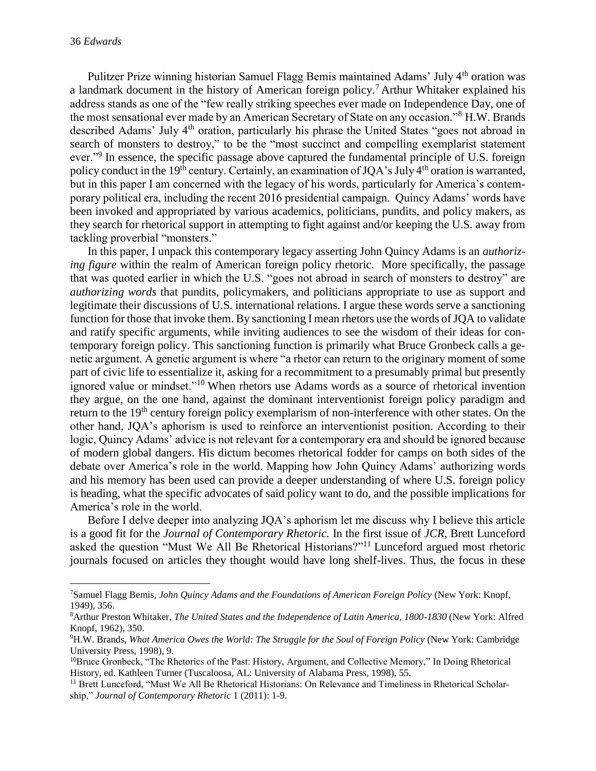Pulitzer Prize winning historian Samuel Flagg Bemis maintained Adams' July 4th oration was a landmark document in the history of American foreign policy.[7] Arthur Whitaker explained his address stands as one of the "few really striking speeches ever made on Independence Day, one of the most sensational ever made by an American Secretary of State on any occasion."[8] H.W. Brands described Adams' July 4th oration, particularly his phrase the United States "goes not abroad in search of monsters to destroy," to be the "most succinct and compelling exemplarist statement ever."[9] In essence, the specific passage above captured the fundamental principle of U.S. foreign policy conduct in the 19th century. Certainly, an examination of JQA's July 4th oration is warranted, but in this paper I am concerned with the legacy of his words, particularly for America's contemporary political era, including the recent 2016 presidential campaign. Quincy Adams' words have been invoked and appropriated by various academics, politicians, pundits, and policy makers, as they search for rhetorical support in attempting to fight against and/or keeping the U.S. away from tackling proverbial "monsters."

In this paper, I unpack this contemporary legacy asserting John Quincy Adams is an *authorizing figure* within the realm of American foreign policy rhetoric. More specifically, the passage that was quoted earlier in which the U.S. "goes not abroad in search of monsters to destroy" are *authorizing words* that pundits, policymakers, and politicians appropriate to use as support and legitimate their discussions of U.S. international relations. I argue these words serve a sanctioning function for those that invoke them. By sanctioning I mean rhetors use the words of JQA to validate and ratify specific arguments, while inviting audiences to see the wisdom of their ideas for contemporary foreign policy. This sanctioning function is primarily what Bruce Gronbeck calls a genetic argument. A genetic argument is where "a rhetor can return to the originary moment of some part of civic life to essentialize it, asking for a recommitment to a presumably primal but presently ignored value or mindset."[10] When rhetors use Adams words as a source of rhetorical invention they argue, on the one hand, against the dominant interventionist foreign policy paradigm and return to the 19th century foreign policy exemplarism of non-interference with other states. On the other hand, JQA's aphorism is used to reinforce an interventionist position. According to their logic, Quincy Adams' advice is not relevant for a contemporary era and should be ignored because of modern global dangers. His dictum becomes rhetorical fodder for camps on both sides of the debate over America's role in the world. Mapping how John Quincy Adams' authorizing words and his memory has been used can provide a deeper understanding of where U.S. foreign policy is heading, what the specific advocates of said policy want to do, and the possible implications for America's role in the world.

Before I delve deeper into analyzing JQA's aphorism let me discuss why I believe this article is a good fit for the *Journal of Contemporary Rhetoric.* In the first issue of *JCR*, Brett Lunceford asked the question "Must We All Be Rhetorical Historians?"[11] Lunceford argued most rhetoric journals focused on articles they thought would have long shelf-lives. Thus, the focus in these

---

[7] Samuel Flagg Bemis, *John Quincy Adams and the Foundations of American Foreign Policy* (New York: Knopf, 1949), 356.

[8] Arthur Preston Whitaker, *The United States and the Independence of Latin America, 1800-1830* (New York: Alfred Knopf, 1962), 350.

[9] H.W. Brands, *What America Owes the World: The Struggle for the Soul of Foreign Policy* (New York: Cambridge University Press, 1998), 9.

[10] Bruce Gronbeck, "The Rhetorics of the Past: History, Argument, and Collective Memory," In Doing Rhetorical History, ed. Kathleen Turner (Tuscaloosa, AL: University of Alabama Press, 1998), 55.

[11] Brett Lunceford, "Must We All Be Rhetorical Historians: On Relevance and Timeliness in Rhetorical Scholarship," *Journal of Contemporary Rhetoric* 1 (2011): 1-9.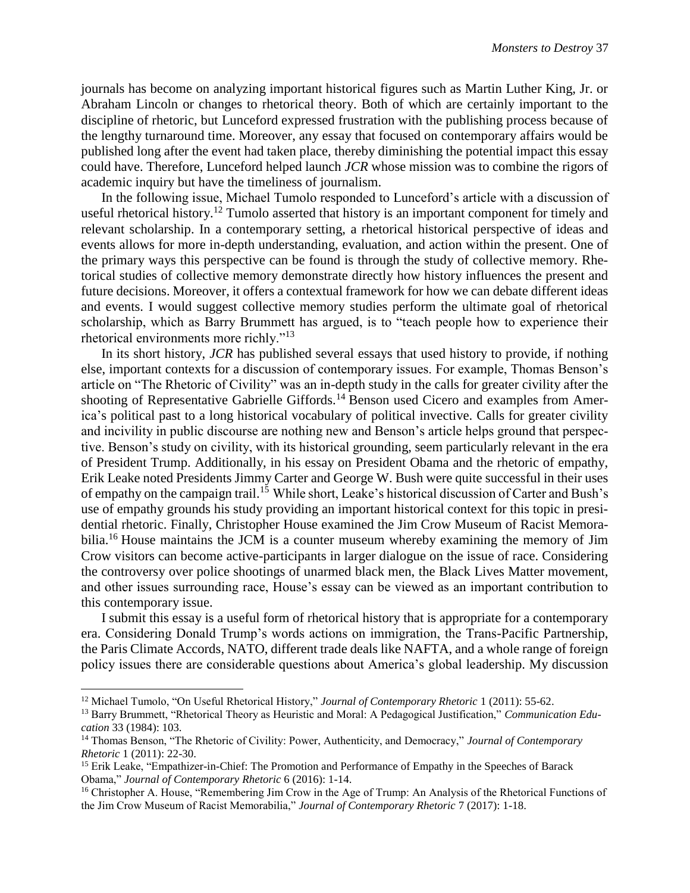journals has become on analyzing important historical figures such as Martin Luther King, Jr. or Abraham Lincoln or changes to rhetorical theory. Both of which are certainly important to the discipline of rhetoric, but Lunceford expressed frustration with the publishing process because of the lengthy turnaround time. Moreover, any essay that focused on contemporary affairs would be published long after the event had taken place, thereby diminishing the potential impact this essay could have. Therefore, Lunceford helped launch *JCR* whose mission was to combine the rigors of academic inquiry but have the timeliness of journalism.

In the following issue, Michael Tumolo responded to Lunceford's article with a discussion of useful rhetorical history.[12] Tumolo asserted that history is an important component for timely and relevant scholarship. In a contemporary setting, a rhetorical historical perspective of ideas and events allows for more in-depth understanding, evaluation, and action within the present. One of the primary ways this perspective can be found is through the study of collective memory. Rhetorical studies of collective memory demonstrate directly how history influences the present and future decisions. Moreover, it offers a contextual framework for how we can debate different ideas and events. I would suggest collective memory studies perform the ultimate goal of rhetorical scholarship, which as Barry Brummett has argued, is to "teach people how to experience their rhetorical environments more richly."[13]

In its short history, *JCR* has published several essays that used history to provide, if nothing else, important contexts for a discussion of contemporary issues. For example, Thomas Benson's article on "The Rhetoric of Civility" was an in-depth study in the calls for greater civility after the shooting of Representative Gabrielle Giffords.[14] Benson used Cicero and examples from America's political past to a long historical vocabulary of political invective. Calls for greater civility and incivility in public discourse are nothing new and Benson's article helps ground that perspective. Benson's study on civility, with its historical grounding, seem particularly relevant in the era of President Trump. Additionally, in his essay on President Obama and the rhetoric of empathy, Erik Leake noted Presidents Jimmy Carter and George W. Bush were quite successful in their uses of empathy on the campaign trail.[15] While short, Leake's historical discussion of Carter and Bush's use of empathy grounds his study providing an important historical context for this topic in presidential rhetoric. Finally, Christopher House examined the Jim Crow Museum of Racist Memorabilia.[16] House maintains the JCM is a counter museum whereby examining the memory of Jim Crow visitors can become active-participants in larger dialogue on the issue of race. Considering the controversy over police shootings of unarmed black men, the Black Lives Matter movement, and other issues surrounding race, House's essay can be viewed as an important contribution to this contemporary issue.

I submit this essay is a useful form of rhetorical history that is appropriate for a contemporary era. Considering Donald Trump's words actions on immigration, the Trans-Pacific Partnership, the Paris Climate Accords, NATO, different trade deals like NAFTA, and a whole range of foreign policy issues there are considerable questions about America's global leadership. My discussion

---

[12] Michael Tumolo, "On Useful Rhetorical History," *Journal of Contemporary Rhetoric* 1 (2011): 55-62.

[13] Barry Brummett, "Rhetorical Theory as Heuristic and Moral: A Pedagogical Justification," *Communication Education* 33 (1984): 103.

[14] Thomas Benson, "The Rhetoric of Civility: Power, Authenticity, and Democracy," *Journal of Contemporary Rhetoric* 1 (2011): 22-30.

[15] Erik Leake, "Empathizer-in-Chief: The Promotion and Performance of Empathy in the Speeches of Barack Obama," *Journal of Contemporary Rhetoric* 6 (2016): 1-14.

[16] Christopher A. House, "Remembering Jim Crow in the Age of Trump: An Analysis of the Rhetorical Functions of the Jim Crow Museum of Racist Memorabilia," *Journal of Contemporary Rhetoric* 7 (2017): 1-18.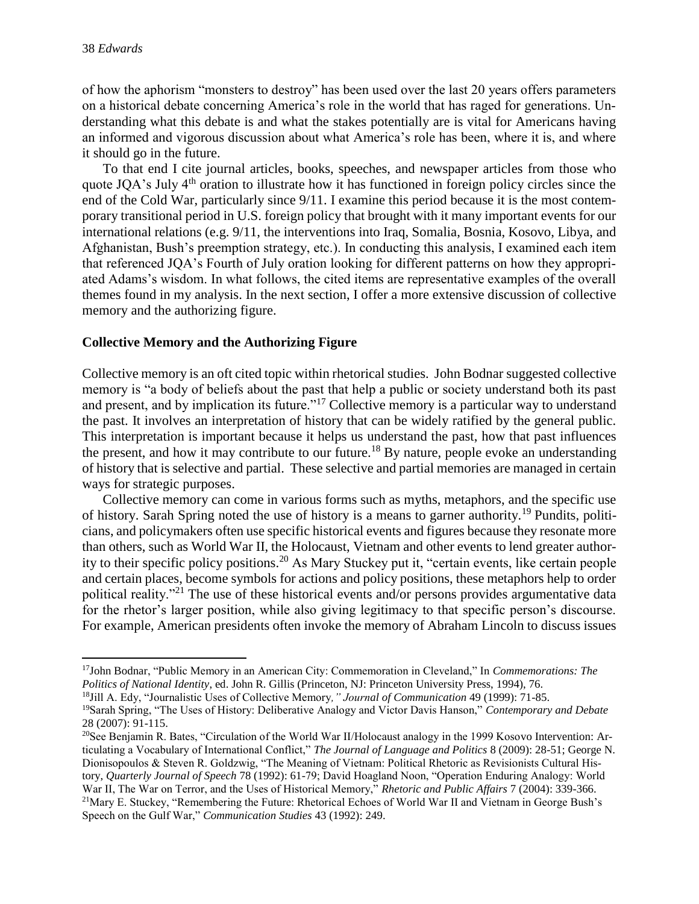of how the aphorism "monsters to destroy" has been used over the last 20 years offers parameters on a historical debate concerning America's role in the world that has raged for generations. Understanding what this debate is and what the stakes potentially are is vital for Americans having an informed and vigorous discussion about what America's role has been, where it is, and where it should go in the future.

To that end I cite journal articles, books, speeches, and newspaper articles from those who quote JQA's July 4th oration to illustrate how it has functioned in foreign policy circles since the end of the Cold War, particularly since 9/11. I examine this period because it is the most contemporary transitional period in U.S. foreign policy that brought with it many important events for our international relations (e.g. 9/11, the interventions into Iraq, Somalia, Bosnia, Kosovo, Libya, and Afghanistan, Bush's preemption strategy, etc.). In conducting this analysis, I examined each item that referenced JQA's Fourth of July oration looking for different patterns on how they appropriated Adams's wisdom. In what follows, the cited items are representative examples of the overall themes found in my analysis. In the next section, I offer a more extensive discussion of collective memory and the authorizing figure.

## Collective Memory and the Authorizing Figure

Collective memory is an oft cited topic within rhetorical studies. John Bodnar suggested collective memory is "a body of beliefs about the past that help a public or society understand both its past and present, and by implication its future."[17] Collective memory is a particular way to understand the past. It involves an interpretation of history that can be widely ratified by the general public. This interpretation is important because it helps us understand the past, how that past influences the present, and how it may contribute to our future.[18] By nature, people evoke an understanding of history that is selective and partial. These selective and partial memories are managed in certain ways for strategic purposes.

Collective memory can come in various forms such as myths, metaphors, and the specific use of history. Sarah Spring noted the use of history is a means to garner authority.[19] Pundits, politicians, and policymakers often use specific historical events and figures because they resonate more than others, such as World War II, the Holocaust, Vietnam and other events to lend greater authority to their specific policy positions.[20] As Mary Stuckey put it, "certain events, like certain people and certain places, become symbols for actions and policy positions, these metaphors help to order political reality."[21] The use of these historical events and/or persons provides argumentative data for the rhetor's larger position, while also giving legitimacy to that specific person's discourse. For example, American presidents often invoke the memory of Abraham Lincoln to discuss issues

---

[17] John Bodnar, "Public Memory in an American City: Commemoration in Cleveland," In *Commemorations: The Politics of National Identity*, ed. John R. Gillis (Princeton, NJ: Princeton University Press, 1994), 76.

[18] Jill A. Edy, "Journalistic Uses of Collective Memory*," Journal of Communication* 49 (1999): 71-85.

[19] Sarah Spring, "The Uses of History: Deliberative Analogy and Victor Davis Hanson," *Contemporary and Debate* 28 (2007): 91-115.

[20] See Benjamin R. Bates, "Circulation of the World War II/Holocaust analogy in the 1999 Kosovo Intervention: Articulating a Vocabulary of International Conflict," *The Journal of Language and Politics* 8 (2009): 28-51; George N. Dionisopoulos & Steven R. Goldzwig, "The Meaning of Vietnam: Political Rhetoric as Revisionists Cultural History, *Quarterly Journal of Speech* 78 (1992): 61-79; David Hoagland Noon, "Operation Enduring Analogy: World War II, The War on Terror, and the Uses of Historical Memory," *Rhetoric and Public Affairs* 7 (2004): 339-366.

[21] Mary E. Stuckey, "Remembering the Future: Rhetorical Echoes of World War II and Vietnam in George Bush's Speech on the Gulf War," *Communication Studies* 43 (1992): 249.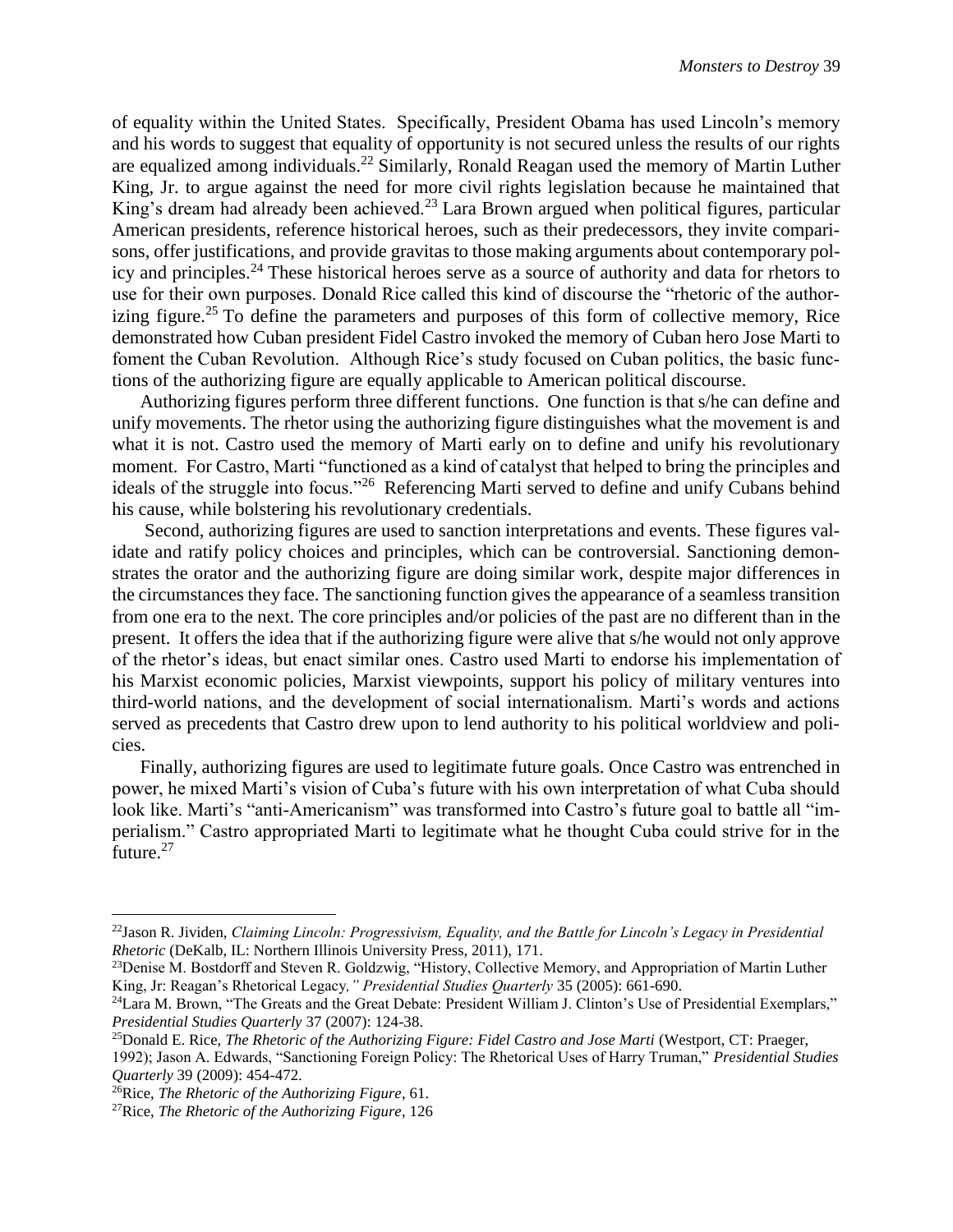of equality within the United States. Specifically, President Obama has used Lincoln's memory and his words to suggest that equality of opportunity is not secured unless the results of our rights are equalized among individuals.[22] Similarly, Ronald Reagan used the memory of Martin Luther King, Jr. to argue against the need for more civil rights legislation because he maintained that King's dream had already been achieved.[23] Lara Brown argued when political figures, particular American presidents, reference historical heroes, such as their predecessors, they invite comparisons, offer justifications, and provide gravitas to those making arguments about contemporary policy and principles.[24] These historical heroes serve as a source of authority and data for rhetors to use for their own purposes. Donald Rice called this kind of discourse the "rhetoric of the authorizing figure.[25] To define the parameters and purposes of this form of collective memory, Rice demonstrated how Cuban president Fidel Castro invoked the memory of Cuban hero Jose Marti to foment the Cuban Revolution. Although Rice's study focused on Cuban politics, the basic functions of the authorizing figure are equally applicable to American political discourse.

Authorizing figures perform three different functions. One function is that s/he can define and unify movements. The rhetor using the authorizing figure distinguishes what the movement is and what it is not. Castro used the memory of Marti early on to define and unify his revolutionary moment. For Castro, Marti "functioned as a kind of catalyst that helped to bring the principles and ideals of the struggle into focus."[26] Referencing Marti served to define and unify Cubans behind his cause, while bolstering his revolutionary credentials.

Second, authorizing figures are used to sanction interpretations and events. These figures validate and ratify policy choices and principles, which can be controversial. Sanctioning demonstrates the orator and the authorizing figure are doing similar work, despite major differences in the circumstances they face. The sanctioning function gives the appearance of a seamless transition from one era to the next. The core principles and/or policies of the past are no different than in the present. It offers the idea that if the authorizing figure were alive that s/he would not only approve of the rhetor's ideas, but enact similar ones. Castro used Marti to endorse his implementation of his Marxist economic policies, Marxist viewpoints, support his policy of military ventures into third-world nations, and the development of social internationalism. Marti's words and actions served as precedents that Castro drew upon to lend authority to his political worldview and policies.

Finally, authorizing figures are used to legitimate future goals. Once Castro was entrenched in power, he mixed Marti's vision of Cuba's future with his own interpretation of what Cuba should look like. Marti's "anti-Americanism" was transformed into Castro's future goal to battle all "imperialism." Castro appropriated Marti to legitimate what he thought Cuba could strive for in the future.[27]

---

[22] Jason R. Jividen, *Claiming Lincoln: Progressivism, Equality, and the Battle for Lincoln's Legacy in Presidential Rhetoric* (DeKalb, IL: Northern Illinois University Press, 2011), 171.

[23] Denise M. Bostdorff and Steven R. Goldzwig, "History, Collective Memory, and Appropriation of Martin Luther King, Jr: Reagan's Rhetorical Legacy," *Presidential Studies Quarterly* 35 (2005): 661-690.

[24] Lara M. Brown, "The Greats and the Great Debate: President William J. Clinton's Use of Presidential Exemplars," *Presidential Studies Quarterly* 37 (2007): 124-38.

[25] Donald E. Rice, *The Rhetoric of the Authorizing Figure: Fidel Castro and Jose Marti* (Westport, CT: Praeger, 1992); Jason A. Edwards, "Sanctioning Foreign Policy: The Rhetorical Uses of Harry Truman," *Presidential Studies Quarterly* 39 (2009): 454-472.

[26] Rice, *The Rhetoric of the Authorizing Figure*, 61.

[27] Rice, *The Rhetoric of the Authorizing Figure*, 126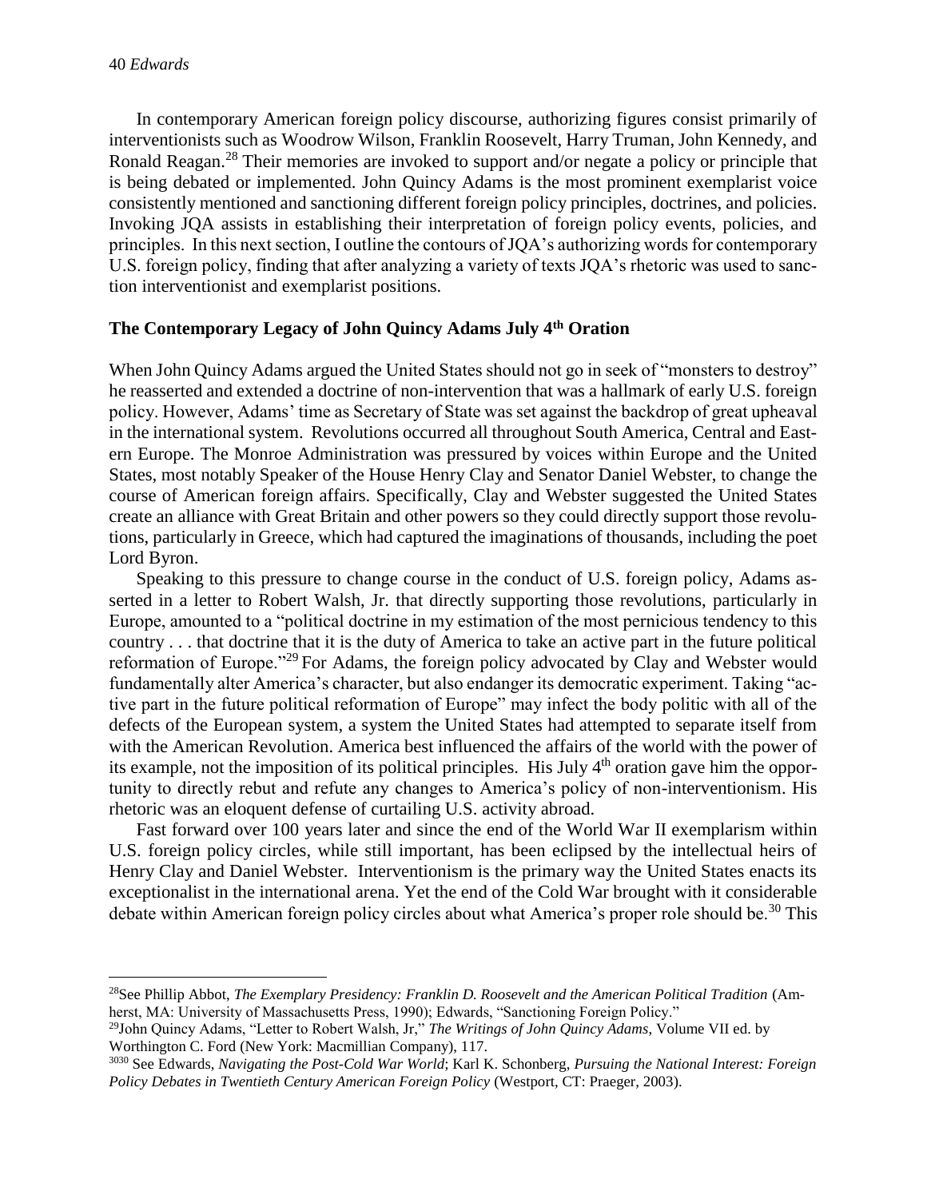In contemporary American foreign policy discourse, authorizing figures consist primarily of interventionists such as Woodrow Wilson, Franklin Roosevelt, Harry Truman, John Kennedy, and Ronald Reagan.[28] Their memories are invoked to support and/or negate a policy or principle that is being debated or implemented. John Quincy Adams is the most prominent exemplarist voice consistently mentioned and sanctioning different foreign policy principles, doctrines, and policies. Invoking JQA assists in establishing their interpretation of foreign policy events, policies, and principles. In this next section, I outline the contours of JQA's authorizing words for contemporary U.S. foreign policy, finding that after analyzing a variety of texts JQA's rhetoric was used to sanction interventionist and exemplarist positions.

## The Contemporary Legacy of John Quincy Adams July 4th Oration

When John Quincy Adams argued the United States should not go in seek of "monsters to destroy" he reasserted and extended a doctrine of non-intervention that was a hallmark of early U.S. foreign policy. However, Adams' time as Secretary of State was set against the backdrop of great upheaval in the international system. Revolutions occurred all throughout South America, Central and Eastern Europe. The Monroe Administration was pressured by voices within Europe and the United States, most notably Speaker of the House Henry Clay and Senator Daniel Webster, to change the course of American foreign affairs. Specifically, Clay and Webster suggested the United States create an alliance with Great Britain and other powers so they could directly support those revolutions, particularly in Greece, which had captured the imaginations of thousands, including the poet Lord Byron.

Speaking to this pressure to change course in the conduct of U.S. foreign policy, Adams asserted in a letter to Robert Walsh, Jr. that directly supporting those revolutions, particularly in Europe, amounted to a "political doctrine in my estimation of the most pernicious tendency to this country . . . that doctrine that it is the duty of America to take an active part in the future political reformation of Europe."[29] For Adams, the foreign policy advocated by Clay and Webster would fundamentally alter America's character, but also endanger its democratic experiment. Taking "active part in the future political reformation of Europe" may infect the body politic with all of the defects of the European system, a system the United States had attempted to separate itself from with the American Revolution. America best influenced the affairs of the world with the power of its example, not the imposition of its political principles. His July 4th oration gave him the opportunity to directly rebut and refute any changes to America's policy of non-interventionism. His rhetoric was an eloquent defense of curtailing U.S. activity abroad.

Fast forward over 100 years later and since the end of the World War II exemplarism within U.S. foreign policy circles, while still important, has been eclipsed by the intellectual heirs of Henry Clay and Daniel Webster. Interventionism is the primary way the United States enacts its exceptionalist in the international arena. Yet the end of the Cold War brought with it considerable debate within American foreign policy circles about what America's proper role should be.[30] This

---

[28] See Phillip Abbot, *The Exemplary Presidency: Franklin D. Roosevelt and the American Political Tradition* (Amherst, MA: University of Massachusetts Press, 1990); Edwards, "Sanctioning Foreign Policy."

[29] John Quincy Adams, "Letter to Robert Walsh, Jr," *The Writings of John Quincy Adams,* Volume VII ed. by Worthington C. Ford (New York: Macmillian Company), 117.

[30] See Edwards, *Navigating the Post-Cold War World*; Karl K. Schonberg, *Pursuing the National Interest: Foreign Policy Debates in Twentieth Century American Foreign Policy* (Westport, CT: Praeger, 2003).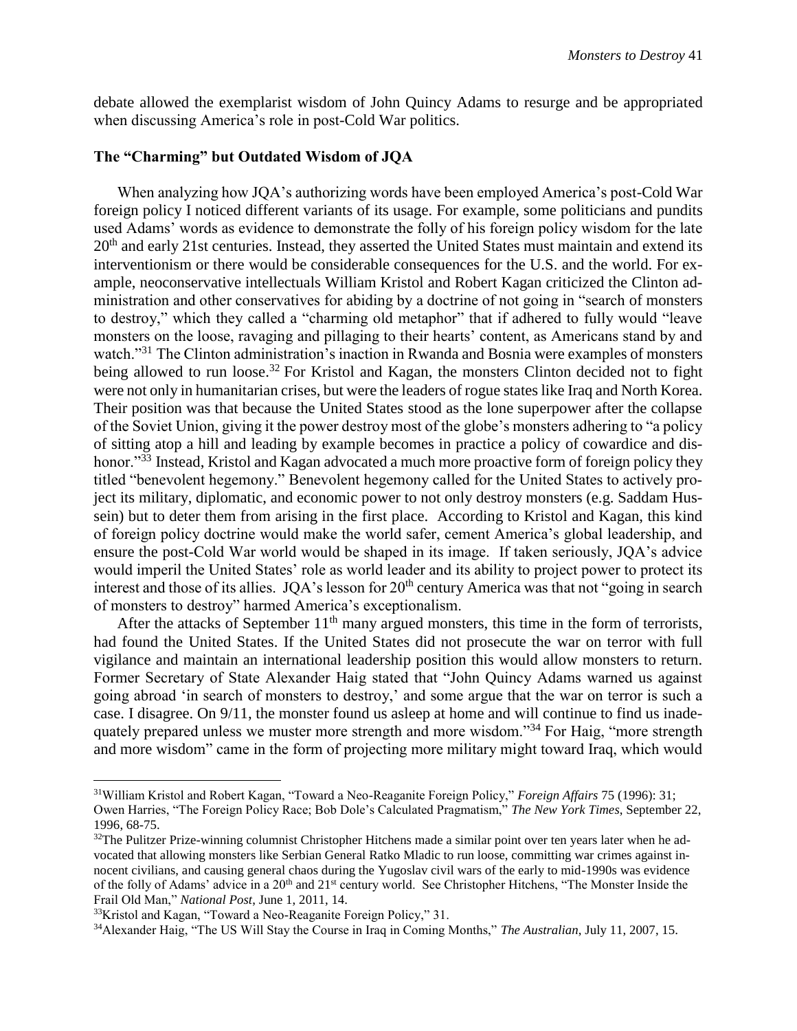debate allowed the exemplarist wisdom of John Quincy Adams to resurge and be appropriated when discussing America's role in post-Cold War politics.

### The "Charming" but Outdated Wisdom of JQA

When analyzing how JQA's authorizing words have been employed America's post-Cold War foreign policy I noticed different variants of its usage. For example, some politicians and pundits used Adams' words as evidence to demonstrate the folly of his foreign policy wisdom for the late 20th and early 21st centuries. Instead, they asserted the United States must maintain and extend its interventionism or there would be considerable consequences for the U.S. and the world. For example, neoconservative intellectuals William Kristol and Robert Kagan criticized the Clinton administration and other conservatives for abiding by a doctrine of not going in "search of monsters to destroy," which they called a "charming old metaphor" that if adhered to fully would "leave monsters on the loose, ravaging and pillaging to their hearts' content, as Americans stand by and watch."[31] The Clinton administration's inaction in Rwanda and Bosnia were examples of monsters being allowed to run loose.[32] For Kristol and Kagan, the monsters Clinton decided not to fight were not only in humanitarian crises, but were the leaders of rogue states like Iraq and North Korea. Their position was that because the United States stood as the lone superpower after the collapse of the Soviet Union, giving it the power destroy most of the globe's monsters adhering to "a policy of sitting atop a hill and leading by example becomes in practice a policy of cowardice and dishonor."[33] Instead, Kristol and Kagan advocated a much more proactive form of foreign policy they titled "benevolent hegemony." Benevolent hegemony called for the United States to actively project its military, diplomatic, and economic power to not only destroy monsters (e.g. Saddam Hussein) but to deter them from arising in the first place. According to Kristol and Kagan, this kind of foreign policy doctrine would make the world safer, cement America's global leadership, and ensure the post-Cold War world would be shaped in its image. If taken seriously, JQA's advice would imperil the United States' role as world leader and its ability to project power to protect its interest and those of its allies. JQA's lesson for 20th century America was that not "going in search of monsters to destroy" harmed America's exceptionalism.

After the attacks of September 11th many argued monsters, this time in the form of terrorists, had found the United States. If the United States did not prosecute the war on terror with full vigilance and maintain an international leadership position this would allow monsters to return. Former Secretary of State Alexander Haig stated that "John Quincy Adams warned us against going abroad 'in search of monsters to destroy,' and some argue that the war on terror is such a case. I disagree. On 9/11, the monster found us asleep at home and will continue to find us inadequately prepared unless we muster more strength and more wisdom."[34] For Haig, "more strength and more wisdom" came in the form of projecting more military might toward Iraq, which would

---

[31] William Kristol and Robert Kagan, "Toward a Neo-Reaganite Foreign Policy," *Foreign Affairs* 75 (1996): 31; Owen Harries, "The Foreign Policy Race; Bob Dole's Calculated Pragmatism," *The New York Times*, September 22, 1996, 68-75.

[32] The Pulitzer Prize-winning columnist Christopher Hitchens made a similar point over ten years later when he advocated that allowing monsters like Serbian General Ratko Mladic to run loose, committing war crimes against innocent civilians, and causing general chaos during the Yugoslav civil wars of the early to mid-1990s was evidence of the folly of Adams' advice in a 20th and 21st century world. See Christopher Hitchens, "The Monster Inside the Frail Old Man," *National Post*, June 1, 2011, 14.

[33] Kristol and Kagan, "Toward a Neo-Reaganite Foreign Policy," 31.

[34] Alexander Haig, "The US Will Stay the Course in Iraq in Coming Months," *The Australian*, July 11, 2007, 15.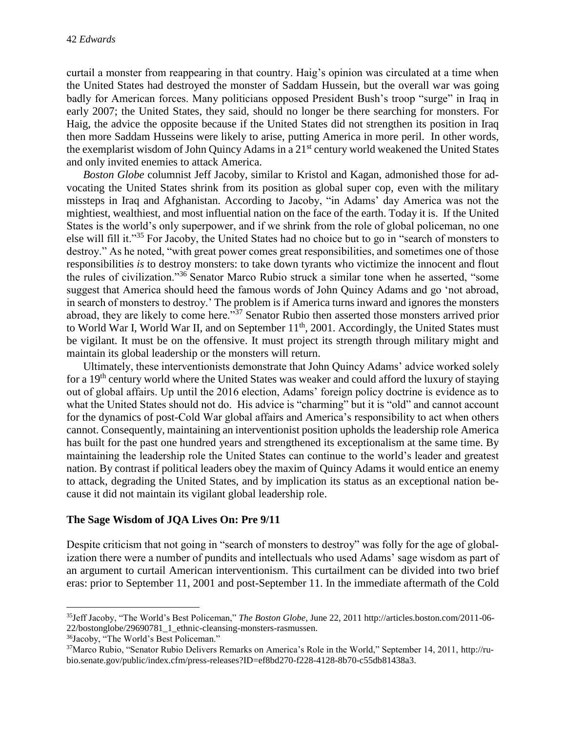curtail a monster from reappearing in that country. Haig's opinion was circulated at a time when the United States had destroyed the monster of Saddam Hussein, but the overall war was going badly for American forces. Many politicians opposed President Bush's troop "surge" in Iraq in early 2007; the United States, they said, should no longer be there searching for monsters. For Haig, the advice the opposite because if the United States did not strengthen its position in Iraq then more Saddam Husseins were likely to arise, putting America in more peril. In other words, the exemplarist wisdom of John Quincy Adams in a 21st century world weakened the United States and only invited enemies to attack America.

*Boston Globe* columnist Jeff Jacoby, similar to Kristol and Kagan, admonished those for advocating the United States shrink from its position as global super cop, even with the military missteps in Iraq and Afghanistan. According to Jacoby, "in Adams' day America was not the mightiest, wealthiest, and most influential nation on the face of the earth. Today it is. If the United States is the world's only superpower, and if we shrink from the role of global policeman, no one else will fill it."[35] For Jacoby, the United States had no choice but to go in "search of monsters to destroy." As he noted, "with great power comes great responsibilities, and sometimes one of those responsibilities *is* to destroy monsters: to take down tyrants who victimize the innocent and flout the rules of civilization."[36] Senator Marco Rubio struck a similar tone when he asserted, "some suggest that America should heed the famous words of John Quincy Adams and go 'not abroad, in search of monsters to destroy.' The problem is if America turns inward and ignores the monsters abroad, they are likely to come here."[37] Senator Rubio then asserted those monsters arrived prior to World War I, World War II, and on September 11th, 2001. Accordingly, the United States must be vigilant. It must be on the offensive. It must project its strength through military might and maintain its global leadership or the monsters will return.

Ultimately, these interventionists demonstrate that John Quincy Adams' advice worked solely for a 19th century world where the United States was weaker and could afford the luxury of staying out of global affairs. Up until the 2016 election, Adams' foreign policy doctrine is evidence as to what the United States should not do. His advice is "charming" but it is "old" and cannot account for the dynamics of post-Cold War global affairs and America's responsibility to act when others cannot. Consequently, maintaining an interventionist position upholds the leadership role America has built for the past one hundred years and strengthened its exceptionalism at the same time. By maintaining the leadership role the United States can continue to the world's leader and greatest nation. By contrast if political leaders obey the maxim of Quincy Adams it would entice an enemy to attack, degrading the United States, and by implication its status as an exceptional nation because it did not maintain its vigilant global leadership role.

### The Sage Wisdom of JQA Lives On: Pre 9/11

Despite criticism that not going in "search of monsters to destroy" was folly for the age of globalization there were a number of pundits and intellectuals who used Adams' sage wisdom as part of an argument to curtail American interventionism. This curtailment can be divided into two brief eras: prior to September 11, 2001 and post-September 11. In the immediate aftermath of the Cold

---

[35]Jeff Jacoby, "The World's Best Policeman," *The Boston Globe*, June 22, 2011 http://articles.boston.com/2011-06-22/bostonglobe/29690781_1_ethnic-cleansing-monsters-rasmussen.

[36]Jacoby, "The World's Best Policeman."

[37]Marco Rubio, "Senator Rubio Delivers Remarks on America's Role in the World," September 14, 2011, http://rubio.senate.gov/public/index.cfm/press-releases?ID=ef8bd270-f228-4128-8b70-c55db81438a3.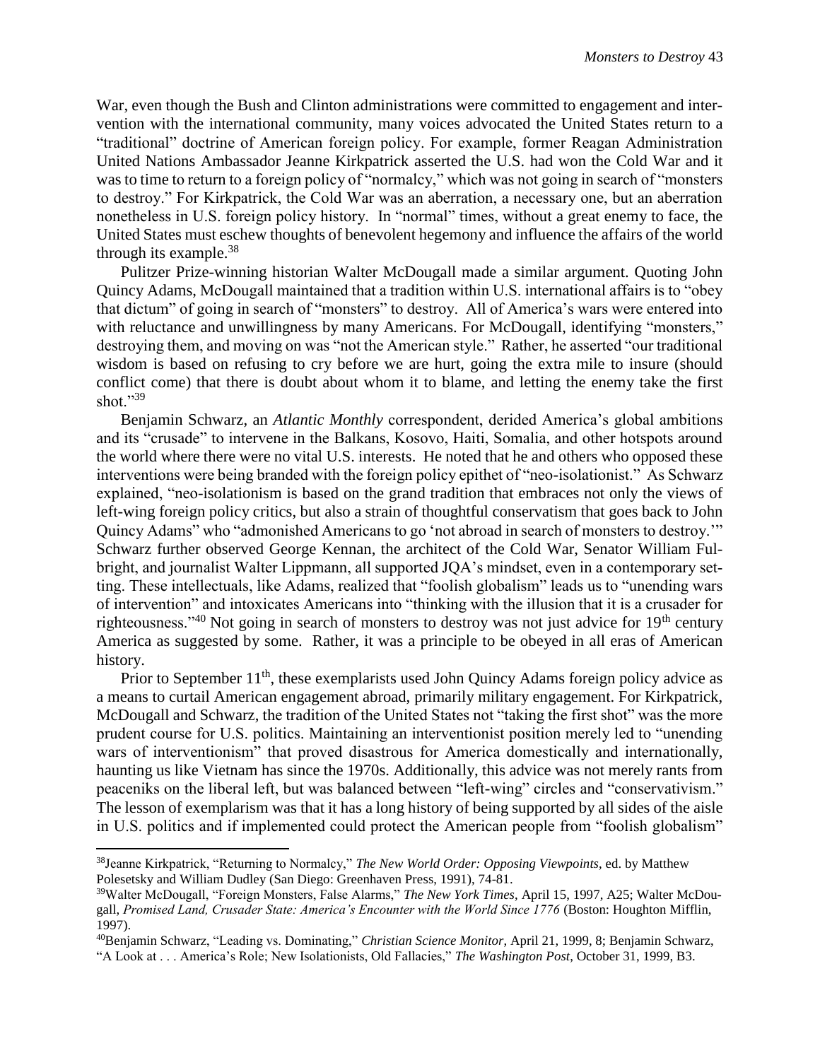War, even though the Bush and Clinton administrations were committed to engagement and intervention with the international community, many voices advocated the United States return to a "traditional" doctrine of American foreign policy. For example, former Reagan Administration United Nations Ambassador Jeanne Kirkpatrick asserted the U.S. had won the Cold War and it was to time to return to a foreign policy of "normalcy," which was not going in search of "monsters to destroy." For Kirkpatrick, the Cold War was an aberration, a necessary one, but an aberration nonetheless in U.S. foreign policy history. In "normal" times, without a great enemy to face, the United States must eschew thoughts of benevolent hegemony and influence the affairs of the world through its example.[38]

Pulitzer Prize-winning historian Walter McDougall made a similar argument. Quoting John Quincy Adams, McDougall maintained that a tradition within U.S. international affairs is to "obey that dictum" of going in search of "monsters" to destroy. All of America's wars were entered into with reluctance and unwillingness by many Americans. For McDougall, identifying "monsters," destroying them, and moving on was "not the American style." Rather, he asserted "our traditional wisdom is based on refusing to cry before we are hurt, going the extra mile to insure (should conflict come) that there is doubt about whom it to blame, and letting the enemy take the first shot."[39]

Benjamin Schwarz, an *Atlantic Monthly* correspondent, derided America's global ambitions and its "crusade" to intervene in the Balkans, Kosovo, Haiti, Somalia, and other hotspots around the world where there were no vital U.S. interests. He noted that he and others who opposed these interventions were being branded with the foreign policy epithet of "neo-isolationist." As Schwarz explained, "neo-isolationism is based on the grand tradition that embraces not only the views of left-wing foreign policy critics, but also a strain of thoughtful conservatism that goes back to John Quincy Adams" who "admonished Americans to go 'not abroad in search of monsters to destroy.'" Schwarz further observed George Kennan, the architect of the Cold War, Senator William Fulbright, and journalist Walter Lippmann, all supported JQA's mindset, even in a contemporary setting. These intellectuals, like Adams, realized that "foolish globalism" leads us to "unending wars of intervention" and intoxicates Americans into "thinking with the illusion that it is a crusader for righteousness."[40] Not going in search of monsters to destroy was not just advice for 19th century America as suggested by some. Rather, it was a principle to be obeyed in all eras of American history.

Prior to September 11th, these exemplarists used John Quincy Adams foreign policy advice as a means to curtail American engagement abroad, primarily military engagement. For Kirkpatrick, McDougall and Schwarz, the tradition of the United States not "taking the first shot" was the more prudent course for U.S. politics. Maintaining an interventionist position merely led to "unending wars of interventionism" that proved disastrous for America domestically and internationally, haunting us like Vietnam has since the 1970s. Additionally, this advice was not merely rants from peaceniks on the liberal left, but was balanced between "left-wing" circles and "conservativism." The lesson of exemplarism was that it has a long history of being supported by all sides of the aisle in U.S. politics and if implemented could protect the American people from "foolish globalism"

---

[38]Jeanne Kirkpatrick, "Returning to Normalcy," *The New World Order: Opposing Viewpoints*, ed. by Matthew Polesetsky and William Dudley (San Diego: Greenhaven Press, 1991), 74-81.

[39]Walter McDougall, "Foreign Monsters, False Alarms," *The New York Times*, April 15, 1997, A25; Walter McDougall, *Promised Land, Crusader State: America's Encounter with the World Since 1776* (Boston: Houghton Mifflin, 1997).

[40]Benjamin Schwarz, "Leading vs. Dominating," *Christian Science Monitor*, April 21, 1999, 8; Benjamin Schwarz, "A Look at . . . America's Role; New Isolationists, Old Fallacies," *The Washington Post*, October 31, 1999, B3.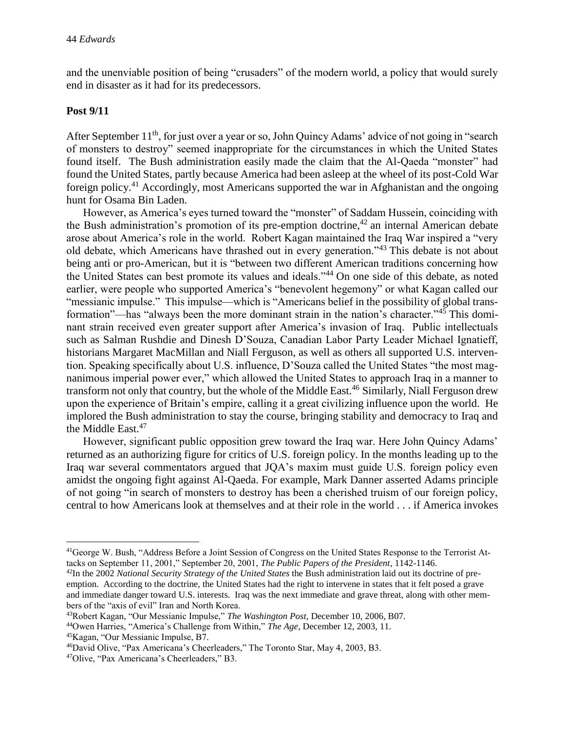and the unenviable position of being "crusaders" of the modern world, a policy that would surely end in disaster as it had for its predecessors.

## Post 9/11

After September 11th, for just over a year or so, John Quincy Adams' advice of not going in "search of monsters to destroy" seemed inappropriate for the circumstances in which the United States found itself. The Bush administration easily made the claim that the Al-Qaeda "monster" had found the United States, partly because America had been asleep at the wheel of its post-Cold War foreign policy.[41] Accordingly, most Americans supported the war in Afghanistan and the ongoing hunt for Osama Bin Laden.

However, as America's eyes turned toward the "monster" of Saddam Hussein, coinciding with the Bush administration's promotion of its pre-emption doctrine,[42] an internal American debate arose about America's role in the world. Robert Kagan maintained the Iraq War inspired a "very old debate, which Americans have thrashed out in every generation."[43] This debate is not about being anti or pro-American, but it is "between two different American traditions concerning how the United States can best promote its values and ideals."[44] On one side of this debate, as noted earlier, were people who supported America's "benevolent hegemony" or what Kagan called our "messianic impulse." This impulse—which is "Americans belief in the possibility of global transformation"—has "always been the more dominant strain in the nation's character."[45] This dominant strain received even greater support after America's invasion of Iraq. Public intellectuals such as Salman Rushdie and Dinesh D'Souza, Canadian Labor Party Leader Michael Ignatieff, historians Margaret MacMillan and Niall Ferguson, as well as others all supported U.S. intervention. Speaking specifically about U.S. influence, D'Souza called the United States "the most magnanimous imperial power ever," which allowed the United States to approach Iraq in a manner to transform not only that country, but the whole of the Middle East.[46] Similarly, Niall Ferguson drew upon the experience of Britain's empire, calling it a great civilizing influence upon the world. He implored the Bush administration to stay the course, bringing stability and democracy to Iraq and the Middle East.[47]

However, significant public opposition grew toward the Iraq war. Here John Quincy Adams' returned as an authorizing figure for critics of U.S. foreign policy. In the months leading up to the Iraq war several commentators argued that JQA's maxim must guide U.S. foreign policy even amidst the ongoing fight against Al-Qaeda. For example, Mark Danner asserted Adams principle of not going "in search of monsters to destroy has been a cherished truism of our foreign policy, central to how Americans look at themselves and at their role in the world . . . if America invokes

---

[41]George W. Bush, "Address Before a Joint Session of Congress on the United States Response to the Terrorist Attacks on September 11, 2001," September 20, 2001, *The Public Papers of the President*, 1142-1146.

[42]In the 2002 *National Security Strategy of the United States* the Bush administration laid out its doctrine of pre-emption. According to the doctrine, the United States had the right to intervene in states that it felt posed a grave and immediate danger toward U.S. interests. Iraq was the next immediate and grave threat, along with other members of the "axis of evil" Iran and North Korea.

[43]Robert Kagan, "Our Messianic Impulse," *The Washington Post*, December 10, 2006, B07.

[44]Owen Harries, "America's Challenge from Within," *The Age*, December 12, 2003, 11.

[45]Kagan, "Our Messianic Impulse, B7.

[46]David Olive, "Pax Americana's Cheerleaders," The Toronto Star, May 4, 2003, B3.

[47]Olive, "Pax Americana's Cheerleaders," B3.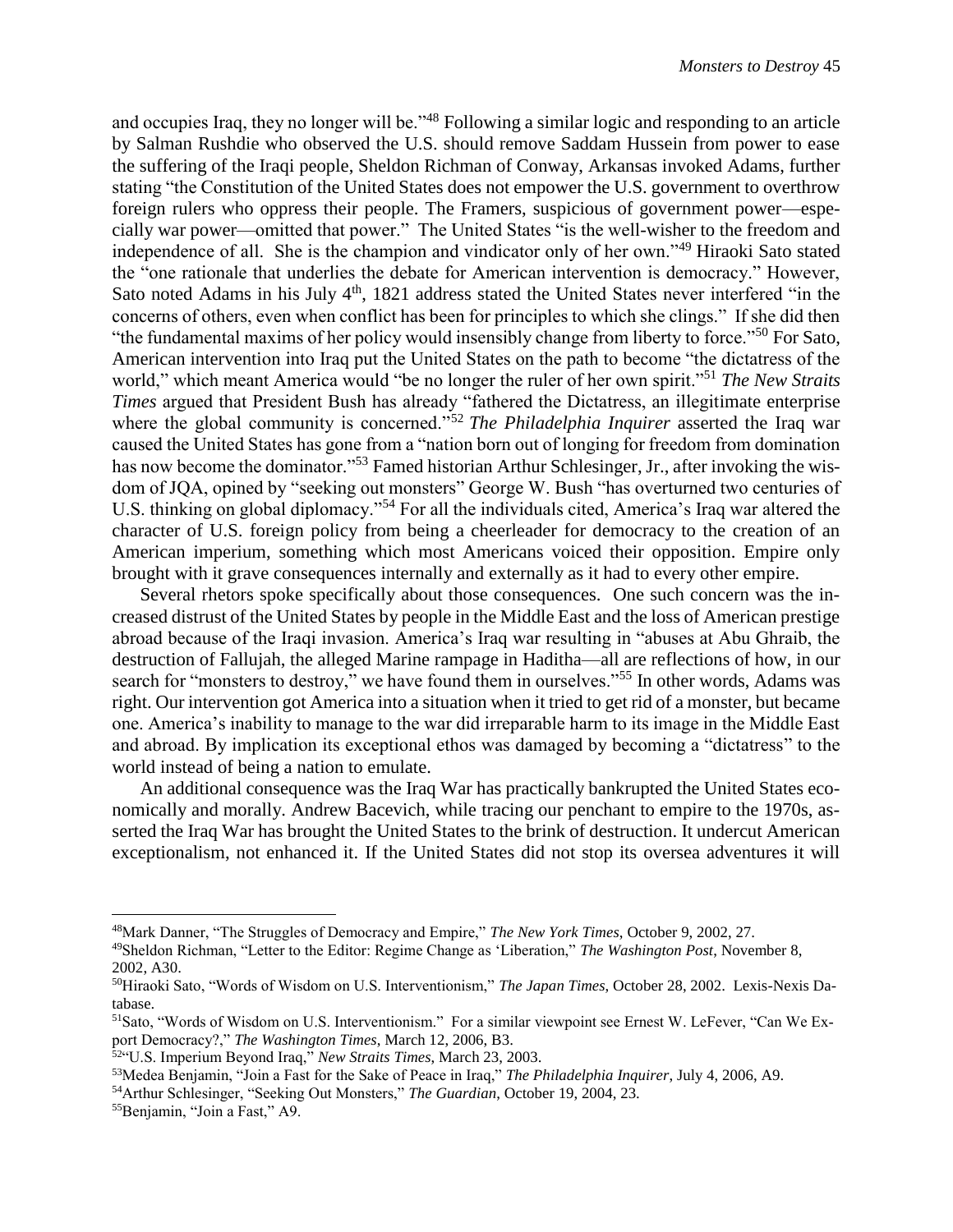and occupies Iraq, they no longer will be."[48] Following a similar logic and responding to an article by Salman Rushdie who observed the U.S. should remove Saddam Hussein from power to ease the suffering of the Iraqi people, Sheldon Richman of Conway, Arkansas invoked Adams, further stating "the Constitution of the United States does not empower the U.S. government to overthrow foreign rulers who oppress their people. The Framers, suspicious of government power—especially war power—omitted that power." The United States "is the well-wisher to the freedom and independence of all. She is the champion and vindicator only of her own."[49] Hiraoki Sato stated the "one rationale that underlies the debate for American intervention is democracy." However, Sato noted Adams in his July 4th, 1821 address stated the United States never interfered "in the concerns of others, even when conflict has been for principles to which she clings." If she did then "the fundamental maxims of her policy would insensibly change from liberty to force."[50] For Sato, American intervention into Iraq put the United States on the path to become "the dictatress of the world," which meant America would "be no longer the ruler of her own spirit."[51] *The New Straits Times* argued that President Bush has already "fathered the Dictatress, an illegitimate enterprise where the global community is concerned."[52] *The Philadelphia Inquirer* asserted the Iraq war caused the United States has gone from a "nation born out of longing for freedom from domination has now become the dominator."[53] Famed historian Arthur Schlesinger, Jr., after invoking the wisdom of JQA, opined by "seeking out monsters" George W. Bush "has overturned two centuries of U.S. thinking on global diplomacy."[54] For all the individuals cited, America's Iraq war altered the character of U.S. foreign policy from being a cheerleader for democracy to the creation of an American imperium, something which most Americans voiced their opposition. Empire only brought with it grave consequences internally and externally as it had to every other empire.

Several rhetors spoke specifically about those consequences. One such concern was the increased distrust of the United States by people in the Middle East and the loss of American prestige abroad because of the Iraqi invasion. America's Iraq war resulting in "abuses at Abu Ghraib, the destruction of Fallujah, the alleged Marine rampage in Haditha—all are reflections of how, in our search for "monsters to destroy," we have found them in ourselves."[55] In other words, Adams was right. Our intervention got America into a situation when it tried to get rid of a monster, but became one. America's inability to manage to the war did irreparable harm to its image in the Middle East and abroad. By implication its exceptional ethos was damaged by becoming a "dictatress" to the world instead of being a nation to emulate.

An additional consequence was the Iraq War has practically bankrupted the United States economically and morally. Andrew Bacevich, while tracing our penchant to empire to the 1970s, asserted the Iraq War has brought the United States to the brink of destruction. It undercut American exceptionalism, not enhanced it. If the United States did not stop its oversea adventures it will

---

[48] Mark Danner, "The Struggles of Democracy and Empire," *The New York Times*, October 9, 2002, 27.

[49] Sheldon Richman, "Letter to the Editor: Regime Change as 'Liberation," *The Washington Post*, November 8, 2002, A30.

[50] Hiraoki Sato, "Words of Wisdom on U.S. Interventionism," *The Japan Times*, October 28, 2002. Lexis-Nexis Database.

[51] Sato, "Words of Wisdom on U.S. Interventionism." For a similar viewpoint see Ernest W. LeFever, "Can We Export Democracy?," *The Washington Times*, March 12, 2006, B3.

[52] "U.S. Imperium Beyond Iraq," *New Straits Times*, March 23, 2003.

[53] Medea Benjamin, "Join a Fast for the Sake of Peace in Iraq," *The Philadelphia Inquirer*, July 4, 2006, A9.

[54] Arthur Schlesinger, "Seeking Out Monsters," *The Guardian*, October 19, 2004, 23.

[55] Benjamin, "Join a Fast," A9.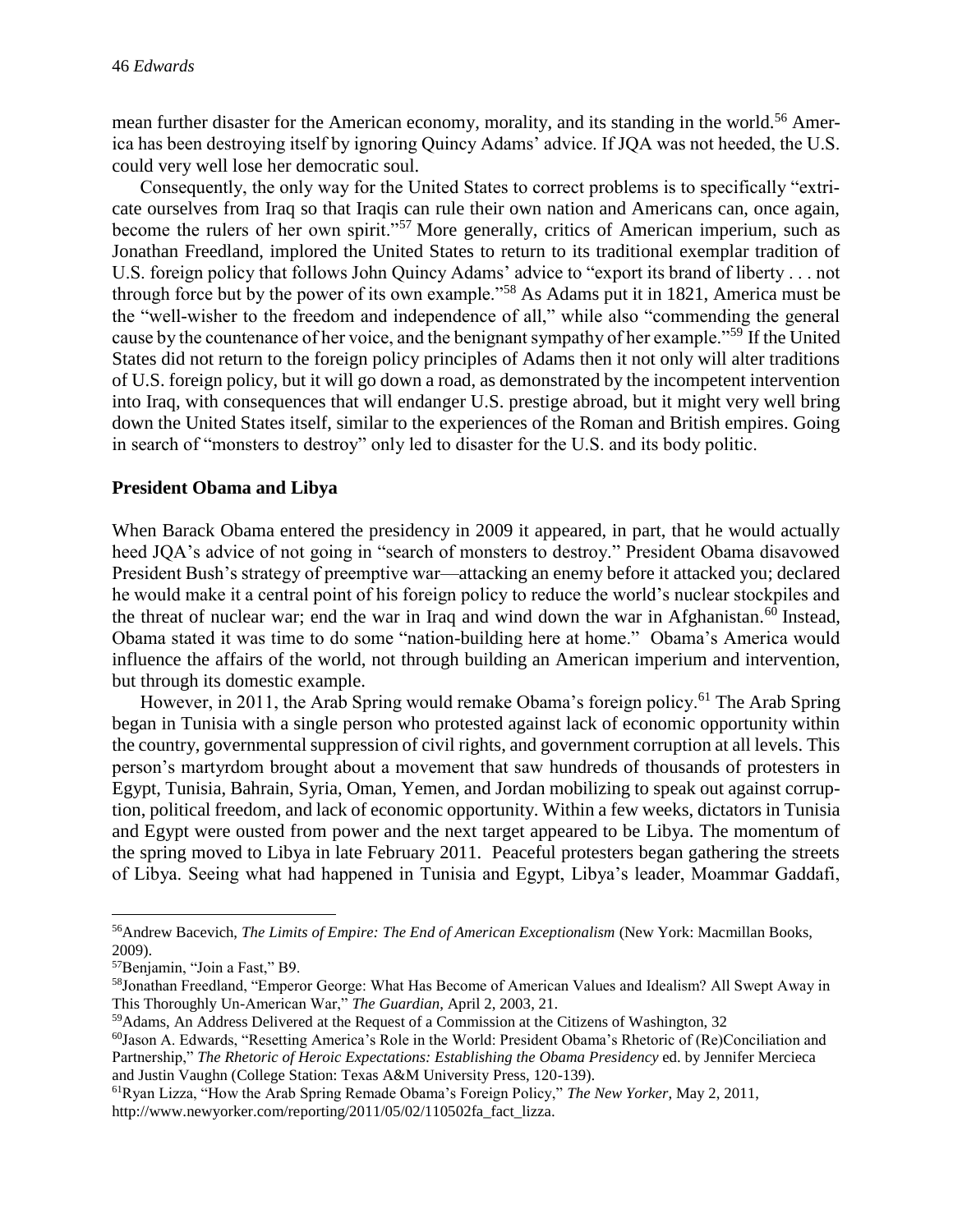mean further disaster for the American economy, morality, and its standing in the world.[56] America has been destroying itself by ignoring Quincy Adams' advice. If JQA was not heeded, the U.S. could very well lose her democratic soul.

Consequently, the only way for the United States to correct problems is to specifically "extricate ourselves from Iraq so that Iraqis can rule their own nation and Americans can, once again, become the rulers of her own spirit."[57] More generally, critics of American imperium, such as Jonathan Freedland, implored the United States to return to its traditional exemplar tradition of U.S. foreign policy that follows John Quincy Adams' advice to "export its brand of liberty . . . not through force but by the power of its own example."[58] As Adams put it in 1821, America must be the "well-wisher to the freedom and independence of all," while also "commending the general cause by the countenance of her voice, and the benignant sympathy of her example."[59] If the United States did not return to the foreign policy principles of Adams then it not only will alter traditions of U.S. foreign policy, but it will go down a road, as demonstrated by the incompetent intervention into Iraq, with consequences that will endanger U.S. prestige abroad, but it might very well bring down the United States itself, similar to the experiences of the Roman and British empires. Going in search of "monsters to destroy" only led to disaster for the U.S. and its body politic.

## President Obama and Libya

When Barack Obama entered the presidency in 2009 it appeared, in part, that he would actually heed JQA's advice of not going in "search of monsters to destroy." President Obama disavowed President Bush's strategy of preemptive war—attacking an enemy before it attacked you; declared he would make it a central point of his foreign policy to reduce the world's nuclear stockpiles and the threat of nuclear war; end the war in Iraq and wind down the war in Afghanistan.[60] Instead, Obama stated it was time to do some "nation-building here at home." Obama's America would influence the affairs of the world, not through building an American imperium and intervention, but through its domestic example.

However, in 2011, the Arab Spring would remake Obama's foreign policy.[61] The Arab Spring began in Tunisia with a single person who protested against lack of economic opportunity within the country, governmental suppression of civil rights, and government corruption at all levels. This person's martyrdom brought about a movement that saw hundreds of thousands of protesters in Egypt, Tunisia, Bahrain, Syria, Oman, Yemen, and Jordan mobilizing to speak out against corruption, political freedom, and lack of economic opportunity. Within a few weeks, dictators in Tunisia and Egypt were ousted from power and the next target appeared to be Libya. The momentum of the spring moved to Libya in late February 2011. Peaceful protesters began gathering the streets of Libya. Seeing what had happened in Tunisia and Egypt, Libya's leader, Moammar Gaddafi,

---

[56] Andrew Bacevich, *The Limits of Empire: The End of American Exceptionalism* (New York: Macmillan Books, 2009).

[57] Benjamin, "Join a Fast," B9.

[58] Jonathan Freedland, "Emperor George: What Has Become of American Values and Idealism? All Swept Away in This Thoroughly Un-American War," *The Guardian*, April 2, 2003, 21.

[59] Adams, An Address Delivered at the Request of a Commission at the Citizens of Washington, 32

[60] Jason A. Edwards, "Resetting America's Role in the World: President Obama's Rhetoric of (Re)Conciliation and Partnership," *The Rhetoric of Heroic Expectations: Establishing the Obama Presidency* ed. by Jennifer Mercieca and Justin Vaughn (College Station: Texas A&M University Press, 120-139).

[61] Ryan Lizza, "How the Arab Spring Remade Obama's Foreign Policy," *The New Yorker*, May 2, 2011, http://www.newyorker.com/reporting/2011/05/02/110502fa_fact_lizza.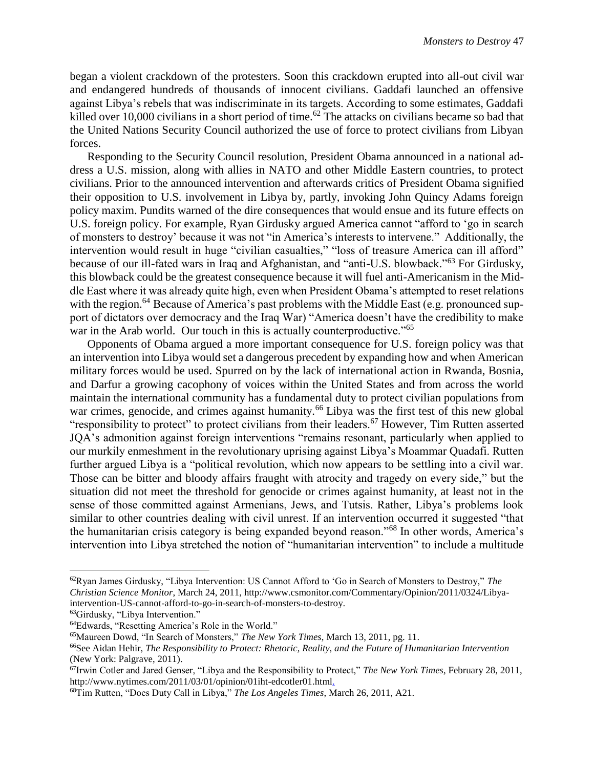began a violent crackdown of the protesters. Soon this crackdown erupted into all-out civil war and endangered hundreds of thousands of innocent civilians. Gaddafi launched an offensive against Libya's rebels that was indiscriminate in its targets. According to some estimates, Gaddafi killed over 10,000 civilians in a short period of time.[62] The attacks on civilians became so bad that the United Nations Security Council authorized the use of force to protect civilians from Libyan forces.

Responding to the Security Council resolution, President Obama announced in a national address a U.S. mission, along with allies in NATO and other Middle Eastern countries, to protect civilians. Prior to the announced intervention and afterwards critics of President Obama signified their opposition to U.S. involvement in Libya by, partly, invoking John Quincy Adams foreign policy maxim. Pundits warned of the dire consequences that would ensue and its future effects on U.S. foreign policy. For example, Ryan Girdusky argued America cannot "afford to 'go in search of monsters to destroy' because it was not "in America's interests to intervene." Additionally, the intervention would result in huge "civilian casualties," "loss of treasure America can ill afford" because of our ill-fated wars in Iraq and Afghanistan, and "anti-U.S. blowback."[63] For Girdusky, this blowback could be the greatest consequence because it will fuel anti-Americanism in the Middle East where it was already quite high, even when President Obama's attempted to reset relations with the region.[64] Because of America's past problems with the Middle East (e.g. pronounced support of dictators over democracy and the Iraq War) "America doesn't have the credibility to make war in the Arab world. Our touch in this is actually counterproductive."[65]

Opponents of Obama argued a more important consequence for U.S. foreign policy was that an intervention into Libya would set a dangerous precedent by expanding how and when American military forces would be used. Spurred on by the lack of international action in Rwanda, Bosnia, and Darfur a growing cacophony of voices within the United States and from across the world maintain the international community has a fundamental duty to protect civilian populations from war crimes, genocide, and crimes against humanity.[66] Libya was the first test of this new global "responsibility to protect" to protect civilians from their leaders.[67] However, Tim Rutten asserted JQA's admonition against foreign interventions "remains resonant, particularly when applied to our murkily enmeshment in the revolutionary uprising against Libya's Moammar Quadafi. Rutten further argued Libya is a "political revolution, which now appears to be settling into a civil war. Those can be bitter and bloody affairs fraught with atrocity and tragedy on every side," but the situation did not meet the threshold for genocide or crimes against humanity, at least not in the sense of those committed against Armenians, Jews, and Tutsis. Rather, Libya's problems look similar to other countries dealing with civil unrest. If an intervention occurred it suggested "that the humanitarian crisis category is being expanded beyond reason."[68] In other words, America's intervention into Libya stretched the notion of "humanitarian intervention" to include a multitude

---

[62]Ryan James Girdusky, "Libya Intervention: US Cannot Afford to 'Go in Search of Monsters to Destroy," *The Christian Science Monitor*, March 24, 2011, http://www.csmonitor.com/Commentary/Opinion/2011/0324/Libya-intervention-US-cannot-afford-to-go-in-search-of-monsters-to-destroy.

[63]Girdusky, "Libya Intervention."

[64]Edwards, "Resetting America's Role in the World."

[65]Maureen Dowd, "In Search of Monsters," *The New York Times*, March 13, 2011, pg. 11.

[66]See Aidan Hehir, *The Responsibility to Protect: Rhetoric, Reality, and the Future of Humanitarian Intervention* (New York: Palgrave, 2011).

[67]Irwin Cotler and Jared Genser, "Libya and the Responsibility to Protect," *The New York Times*, February 28, 2011, http://www.nytimes.com/2011/03/01/opinion/01iht-edcotler01.html.

[68]Tim Rutten, "Does Duty Call in Libya," *The Los Angeles Times*, March 26, 2011, A21.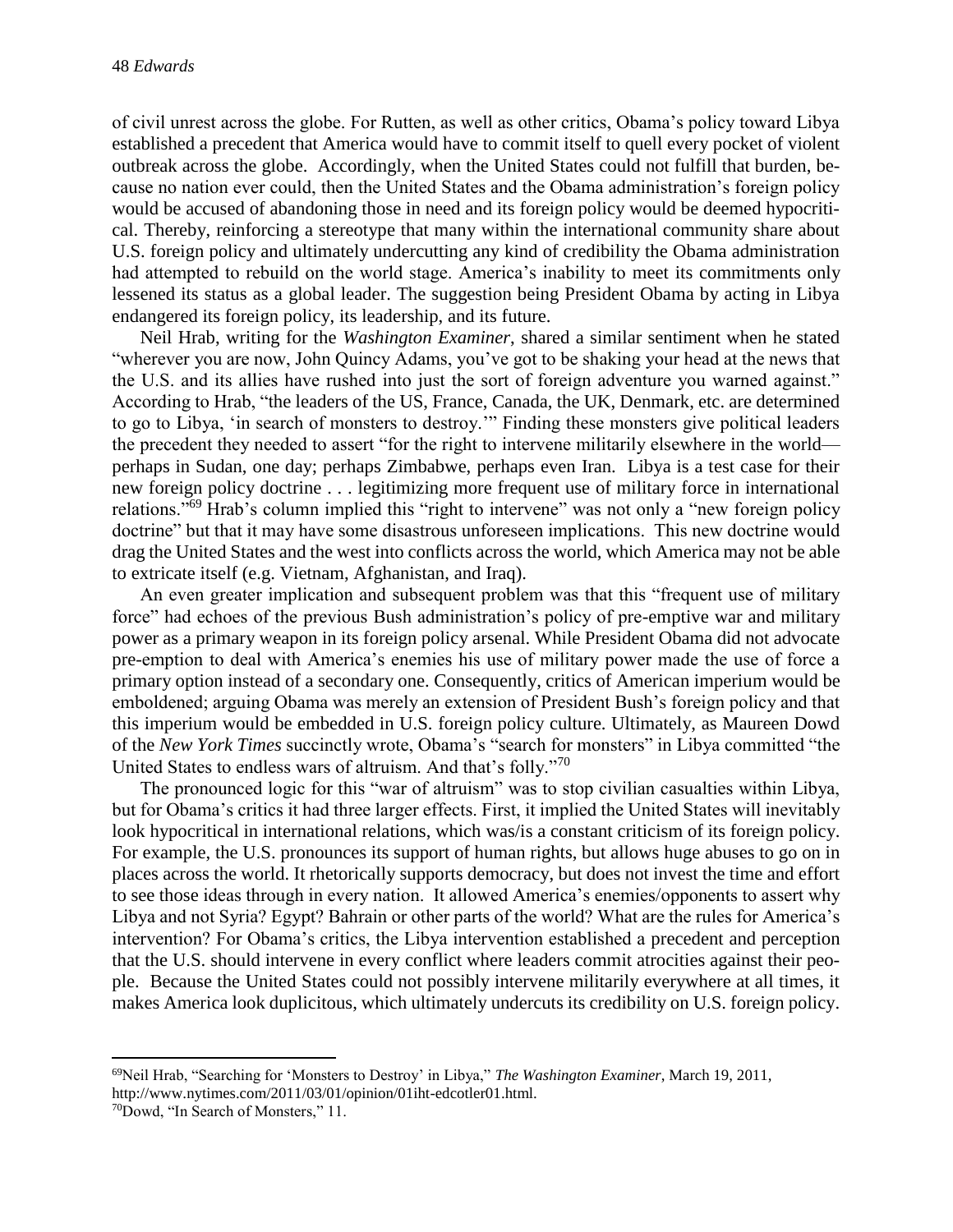of civil unrest across the globe. For Rutten, as well as other critics, Obama's policy toward Libya established a precedent that America would have to commit itself to quell every pocket of violent outbreak across the globe. Accordingly, when the United States could not fulfill that burden, because no nation ever could, then the United States and the Obama administration's foreign policy would be accused of abandoning those in need and its foreign policy would be deemed hypocritical. Thereby, reinforcing a stereotype that many within the international community share about U.S. foreign policy and ultimately undercutting any kind of credibility the Obama administration had attempted to rebuild on the world stage. America's inability to meet its commitments only lessened its status as a global leader. The suggestion being President Obama by acting in Libya endangered its foreign policy, its leadership, and its future.

Neil Hrab, writing for the *Washington Examiner*, shared a similar sentiment when he stated "wherever you are now, John Quincy Adams, you've got to be shaking your head at the news that the U.S. and its allies have rushed into just the sort of foreign adventure you warned against." According to Hrab, "the leaders of the US, France, Canada, the UK, Denmark, etc. are determined to go to Libya, 'in search of monsters to destroy.'" Finding these monsters give political leaders the precedent they needed to assert "for the right to intervene militarily elsewhere in the world—perhaps in Sudan, one day; perhaps Zimbabwe, perhaps even Iran. Libya is a test case for their new foreign policy doctrine . . . legitimizing more frequent use of military force in international relations."[69] Hrab's column implied this "right to intervene" was not only a "new foreign policy doctrine" but that it may have some disastrous unforeseen implications. This new doctrine would drag the United States and the west into conflicts across the world, which America may not be able to extricate itself (e.g. Vietnam, Afghanistan, and Iraq).

An even greater implication and subsequent problem was that this "frequent use of military force" had echoes of the previous Bush administration's policy of pre-emptive war and military power as a primary weapon in its foreign policy arsenal. While President Obama did not advocate pre-emption to deal with America's enemies his use of military power made the use of force a primary option instead of a secondary one. Consequently, critics of American imperium would be emboldened; arguing Obama was merely an extension of President Bush's foreign policy and that this imperium would be embedded in U.S. foreign policy culture. Ultimately, as Maureen Dowd of the *New York Times* succinctly wrote, Obama's "search for monsters" in Libya committed "the United States to endless wars of altruism. And that's folly."[70]

The pronounced logic for this "war of altruism" was to stop civilian casualties within Libya, but for Obama's critics it had three larger effects. First, it implied the United States will inevitably look hypocritical in international relations, which was/is a constant criticism of its foreign policy. For example, the U.S. pronounces its support of human rights, but allows huge abuses to go on in places across the world. It rhetorically supports democracy, but does not invest the time and effort to see those ideas through in every nation. It allowed America's enemies/opponents to assert why Libya and not Syria? Egypt? Bahrain or other parts of the world? What are the rules for America's intervention? For Obama's critics, the Libya intervention established a precedent and perception that the U.S. should intervene in every conflict where leaders commit atrocities against their people. Because the United States could not possibly intervene militarily everywhere at all times, it makes America look duplicitous, which ultimately undercuts its credibility on U.S. foreign policy.

---

[69]Neil Hrab, "Searching for 'Monsters to Destroy' in Libya," *The Washington Examiner*, March 19, 2011, http://www.nytimes.com/2011/03/01/opinion/01iht-edcotler01.html.

[70]Dowd, "In Search of Monsters," 11.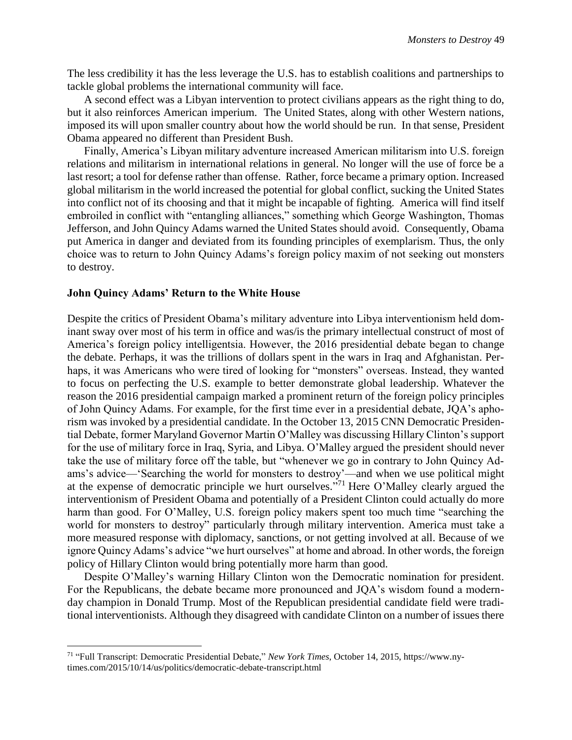The less credibility it has the less leverage the U.S. has to establish coalitions and partnerships to tackle global problems the international community will face.

A second effect was a Libyan intervention to protect civilians appears as the right thing to do, but it also reinforces American imperium. The United States, along with other Western nations, imposed its will upon smaller country about how the world should be run. In that sense, President Obama appeared no different than President Bush.

Finally, America's Libyan military adventure increased American militarism into U.S. foreign relations and militarism in international relations in general. No longer will the use of force be a last resort; a tool for defense rather than offense. Rather, force became a primary option. Increased global militarism in the world increased the potential for global conflict, sucking the United States into conflict not of its choosing and that it might be incapable of fighting. America will find itself embroiled in conflict with "entangling alliances," something which George Washington, Thomas Jefferson, and John Quincy Adams warned the United States should avoid. Consequently, Obama put America in danger and deviated from its founding principles of exemplarism. Thus, the only choice was to return to John Quincy Adams's foreign policy maxim of not seeking out monsters to destroy.

**John Quincy Adams' Return to the White House**

Despite the critics of President Obama's military adventure into Libya interventionism held dominant sway over most of his term in office and was/is the primary intellectual construct of most of America's foreign policy intelligentsia. However, the 2016 presidential debate began to change the debate. Perhaps, it was the trillions of dollars spent in the wars in Iraq and Afghanistan. Perhaps, it was Americans who were tired of looking for "monsters" overseas. Instead, they wanted to focus on perfecting the U.S. example to better demonstrate global leadership. Whatever the reason the 2016 presidential campaign marked a prominent return of the foreign policy principles of John Quincy Adams. For example, for the first time ever in a presidential debate, JQA's aphorism was invoked by a presidential candidate. In the October 13, 2015 CNN Democratic Presidential Debate, former Maryland Governor Martin O'Malley was discussing Hillary Clinton's support for the use of military force in Iraq, Syria, and Libya. O'Malley argued the president should never take the use of military force off the table, but "whenever we go in contrary to John Quincy Adams's advice—'Searching the world for monsters to destroy'—and when we use political might at the expense of democratic principle we hurt ourselves."[71] Here O'Malley clearly argued the interventionism of President Obama and potentially of a President Clinton could actually do more harm than good. For O'Malley, U.S. foreign policy makers spent too much time "searching the world for monsters to destroy" particularly through military intervention. America must take a more measured response with diplomacy, sanctions, or not getting involved at all. Because of we ignore Quincy Adams's advice "we hurt ourselves" at home and abroad. In other words, the foreign policy of Hillary Clinton would bring potentially more harm than good.

Despite O'Malley's warning Hillary Clinton won the Democratic nomination for president. For the Republicans, the debate became more pronounced and JQA's wisdom found a modern-day champion in Donald Trump. Most of the Republican presidential candidate field were traditional interventionists. Although they disagreed with candidate Clinton on a number of issues there

[71] "Full Transcript: Democratic Presidential Debate," *New York Times*, October 14, 2015, https://www.nytimes.com/2015/10/14/us/politics/democratic-debate-transcript.html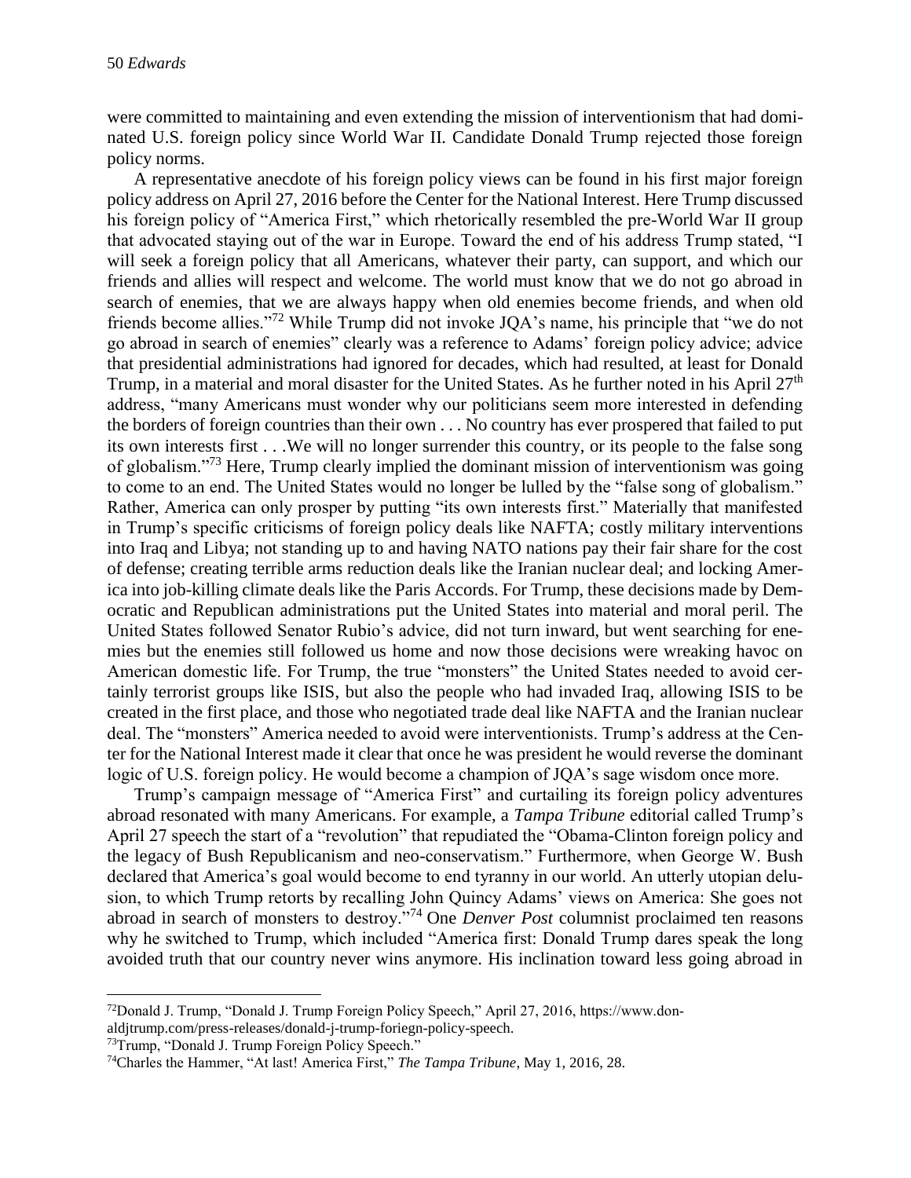were committed to maintaining and even extending the mission of interventionism that had dominated U.S. foreign policy since World War II. Candidate Donald Trump rejected those foreign policy norms.

A representative anecdote of his foreign policy views can be found in his first major foreign policy address on April 27, 2016 before the Center for the National Interest. Here Trump discussed his foreign policy of "America First," which rhetorically resembled the pre-World War II group that advocated staying out of the war in Europe. Toward the end of his address Trump stated, "I will seek a foreign policy that all Americans, whatever their party, can support, and which our friends and allies will respect and welcome. The world must know that we do not go abroad in search of enemies, that we are always happy when old enemies become friends, and when old friends become allies."[72] While Trump did not invoke JQA's name, his principle that "we do not go abroad in search of enemies" clearly was a reference to Adams' foreign policy advice; advice that presidential administrations had ignored for decades, which had resulted, at least for Donald Trump, in a material and moral disaster for the United States. As he further noted in his April 27th address, "many Americans must wonder why our politicians seem more interested in defending the borders of foreign countries than their own . . . No country has ever prospered that failed to put its own interests first . . .We will no longer surrender this country, or its people to the false song of globalism."[73] Here, Trump clearly implied the dominant mission of interventionism was going to come to an end. The United States would no longer be lulled by the "false song of globalism." Rather, America can only prosper by putting "its own interests first." Materially that manifested in Trump's specific criticisms of foreign policy deals like NAFTA; costly military interventions into Iraq and Libya; not standing up to and having NATO nations pay their fair share for the cost of defense; creating terrible arms reduction deals like the Iranian nuclear deal; and locking America into job-killing climate deals like the Paris Accords. For Trump, these decisions made by Democratic and Republican administrations put the United States into material and moral peril. The United States followed Senator Rubio's advice, did not turn inward, but went searching for enemies but the enemies still followed us home and now those decisions were wreaking havoc on American domestic life. For Trump, the true "monsters" the United States needed to avoid certainly terrorist groups like ISIS, but also the people who had invaded Iraq, allowing ISIS to be created in the first place, and those who negotiated trade deal like NAFTA and the Iranian nuclear deal. The "monsters" America needed to avoid were interventionists. Trump's address at the Center for the National Interest made it clear that once he was president he would reverse the dominant logic of U.S. foreign policy. He would become a champion of JQA's sage wisdom once more.

Trump's campaign message of "America First" and curtailing its foreign policy adventures abroad resonated with many Americans. For example, a *Tampa Tribune* editorial called Trump's April 27 speech the start of a "revolution" that repudiated the "Obama-Clinton foreign policy and the legacy of Bush Republicanism and neo-conservatism." Furthermore, when George W. Bush declared that America's goal would become to end tyranny in our world. An utterly utopian delusion, to which Trump retorts by recalling John Quincy Adams' views on America: She goes not abroad in search of monsters to destroy."[74] One *Denver Post* columnist proclaimed ten reasons why he switched to Trump, which included "America first: Donald Trump dares speak the long avoided truth that our country never wins anymore. His inclination toward less going abroad in

---

[72]Donald J. Trump, "Donald J. Trump Foreign Policy Speech," April 27, 2016, https://www.donaldjtrump.com/press-releases/donald-j-trump-foriegn-policy-speech.

[73]Trump, "Donald J. Trump Foreign Policy Speech."

[74]Charles the Hammer, "At last! America First," *The Tampa Tribune*, May 1, 2016, 28.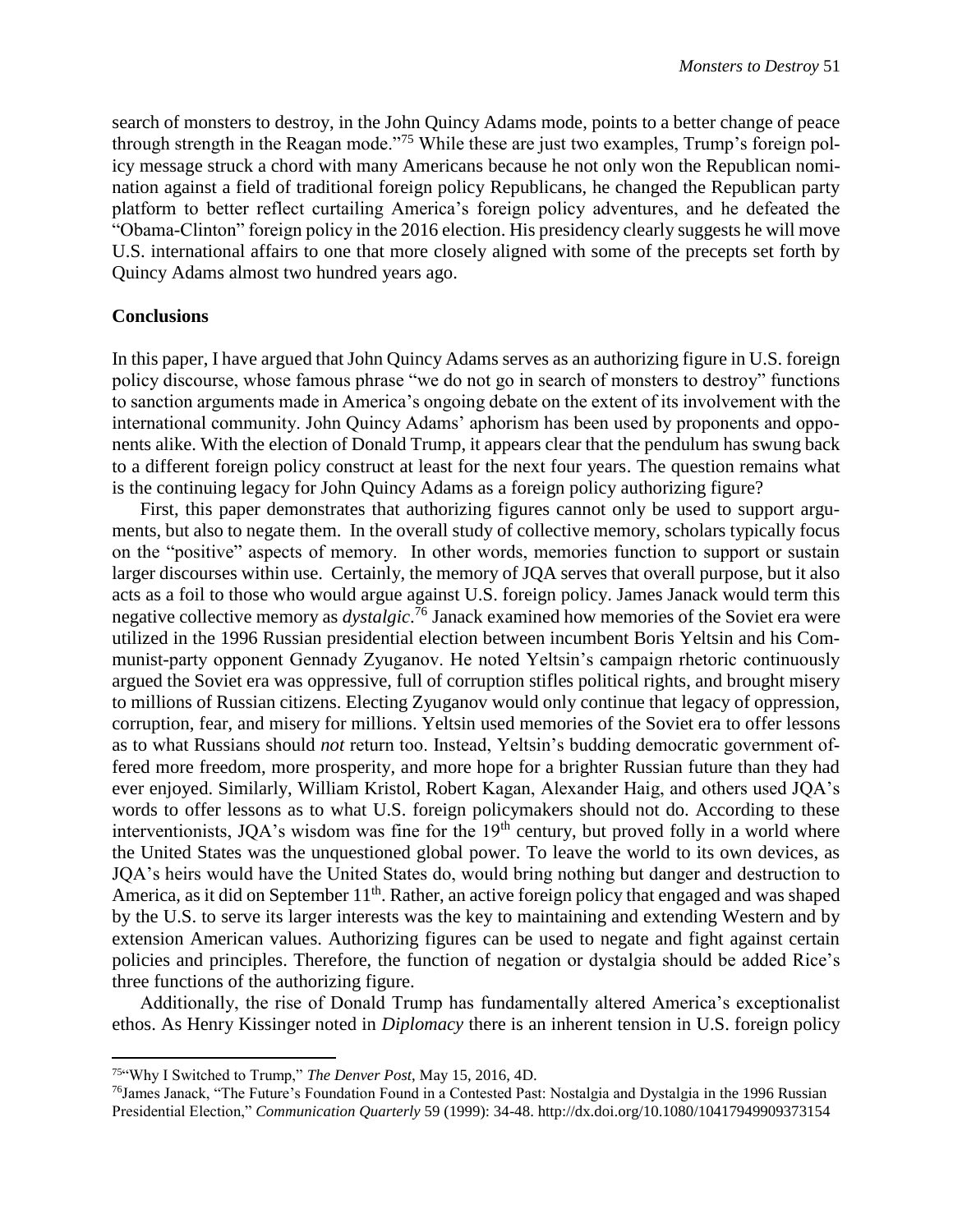search of monsters to destroy, in the John Quincy Adams mode, points to a better change of peace through strength in the Reagan mode."[75] While these are just two examples, Trump's foreign policy message struck a chord with many Americans because he not only won the Republican nomination against a field of traditional foreign policy Republicans, he changed the Republican party platform to better reflect curtailing America's foreign policy adventures, and he defeated the "Obama-Clinton" foreign policy in the 2016 election. His presidency clearly suggests he will move U.S. international affairs to one that more closely aligned with some of the precepts set forth by Quincy Adams almost two hundred years ago.

## Conclusions

In this paper, I have argued that John Quincy Adams serves as an authorizing figure in U.S. foreign policy discourse, whose famous phrase "we do not go in search of monsters to destroy" functions to sanction arguments made in America's ongoing debate on the extent of its involvement with the international community. John Quincy Adams' aphorism has been used by proponents and opponents alike. With the election of Donald Trump, it appears clear that the pendulum has swung back to a different foreign policy construct at least for the next four years. The question remains what is the continuing legacy for John Quincy Adams as a foreign policy authorizing figure?

First, this paper demonstrates that authorizing figures cannot only be used to support arguments, but also to negate them. In the overall study of collective memory, scholars typically focus on the "positive" aspects of memory. In other words, memories function to support or sustain larger discourses within use. Certainly, the memory of JQA serves that overall purpose, but it also acts as a foil to those who would argue against U.S. foreign policy. James Janack would term this negative collective memory as *dystalgic*.[76] Janack examined how memories of the Soviet era were utilized in the 1996 Russian presidential election between incumbent Boris Yeltsin and his Communist-party opponent Gennady Zyuganov. He noted Yeltsin's campaign rhetoric continuously argued the Soviet era was oppressive, full of corruption stifles political rights, and brought misery to millions of Russian citizens. Electing Zyuganov would only continue that legacy of oppression, corruption, fear, and misery for millions. Yeltsin used memories of the Soviet era to offer lessons as to what Russians should *not* return too. Instead, Yeltsin's budding democratic government offered more freedom, more prosperity, and more hope for a brighter Russian future than they had ever enjoyed. Similarly, William Kristol, Robert Kagan, Alexander Haig, and others used JQA's words to offer lessons as to what U.S. foreign policymakers should not do. According to these interventionists, JQA's wisdom was fine for the 19th century, but proved folly in a world where the United States was the unquestioned global power. To leave the world to its own devices, as JQA's heirs would have the United States do, would bring nothing but danger and destruction to America, as it did on September 11th. Rather, an active foreign policy that engaged and was shaped by the U.S. to serve its larger interests was the key to maintaining and extending Western and by extension American values. Authorizing figures can be used to negate and fight against certain policies and principles. Therefore, the function of negation or dystalgia should be added Rice's three functions of the authorizing figure.

Additionally, the rise of Donald Trump has fundamentally altered America's exceptionalist ethos. As Henry Kissinger noted in *Diplomacy* there is an inherent tension in U.S. foreign policy

---

[75] "Why I Switched to Trump," *The Denver Post*, May 15, 2016, 4D.

[76] James Janack, "The Future's Foundation Found in a Contested Past: Nostalgia and Dystalgia in the 1996 Russian Presidential Election," *Communication Quarterly* 59 (1999): 34-48. http://dx.doi.org/10.1080/10417949909373154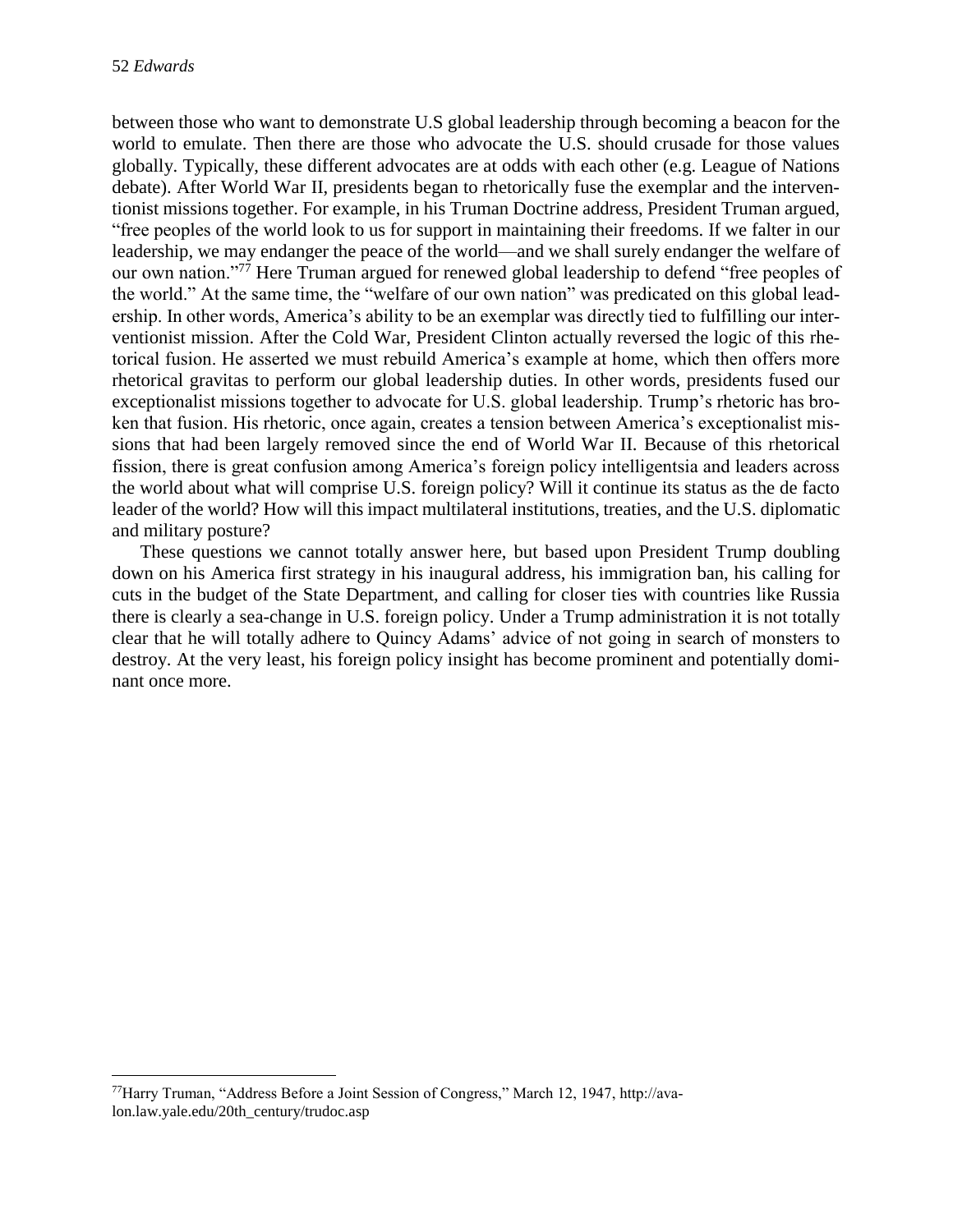between those who want to demonstrate U.S global leadership through becoming a beacon for the world to emulate. Then there are those who advocate the U.S. should crusade for those values globally. Typically, these different advocates are at odds with each other (e.g. League of Nations debate). After World War II, presidents began to rhetorically fuse the exemplar and the interventionist missions together. For example, in his Truman Doctrine address, President Truman argued, "free peoples of the world look to us for support in maintaining their freedoms. If we falter in our leadership, we may endanger the peace of the world—and we shall surely endanger the welfare of our own nation."[77] Here Truman argued for renewed global leadership to defend "free peoples of the world." At the same time, the "welfare of our own nation" was predicated on this global leadership. In other words, America's ability to be an exemplar was directly tied to fulfilling our interventionist mission. After the Cold War, President Clinton actually reversed the logic of this rhetorical fusion. He asserted we must rebuild America's example at home, which then offers more rhetorical gravitas to perform our global leadership duties. In other words, presidents fused our exceptionalist missions together to advocate for U.S. global leadership. Trump's rhetoric has broken that fusion. His rhetoric, once again, creates a tension between America's exceptionalist missions that had been largely removed since the end of World War II. Because of this rhetorical fission, there is great confusion among America's foreign policy intelligentsia and leaders across the world about what will comprise U.S. foreign policy? Will it continue its status as the de facto leader of the world? How will this impact multilateral institutions, treaties, and the U.S. diplomatic and military posture?

These questions we cannot totally answer here, but based upon President Trump doubling down on his America first strategy in his inaugural address, his immigration ban, his calling for cuts in the budget of the State Department, and calling for closer ties with countries like Russia there is clearly a sea-change in U.S. foreign policy. Under a Trump administration it is not totally clear that he will totally adhere to Quincy Adams' advice of not going in search of monsters to destroy. At the very least, his foreign policy insight has become prominent and potentially dominant once more.

---

[77] Harry Truman, "Address Before a Joint Session of Congress," March 12, 1947, http://avalon.law.yale.edu/20th_century/trudoc.asp